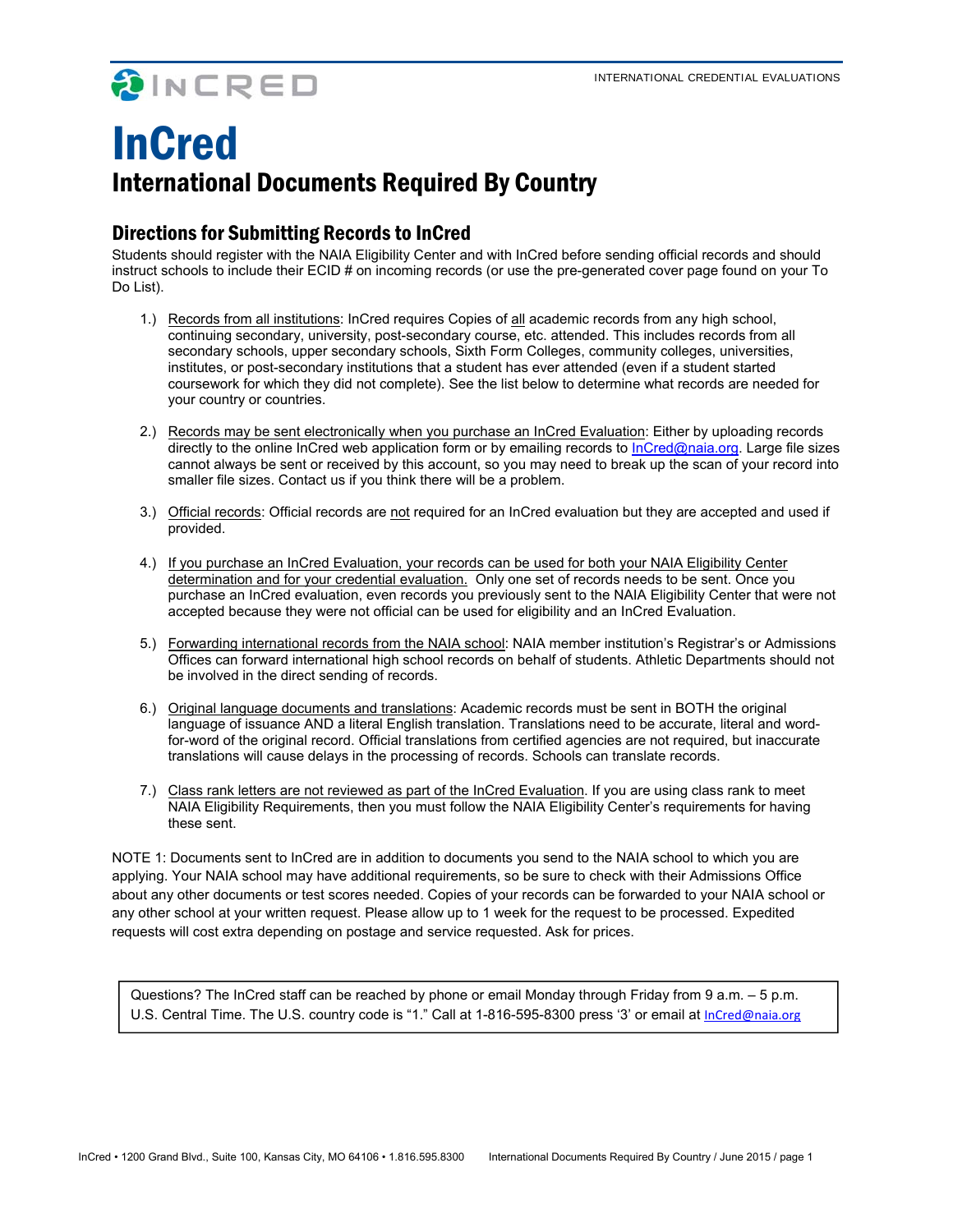INTERNATIONAL CREDENTIAL EVALUATIONS

# InCred

## International Documents Required By Country

### Directions for Submitting Records to InCred

Students should register with the NAIA Eligibility Center and with InCred before sending official records and should instruct schools to include their ECID # on incoming records (or use the pre-generated cover page found on your To Do List).

1.) Records from all institutions: InCred requires Copies of all academic records from any high school, continuing secondary, university, post-secondary course, etc. attended. This includes records from all secondary schools, upper secondary schools, Sixth Form Colleges, community colleges, universities, institutes, or post-secondary institutions that a student has ever attended (even if a student started coursework for which they did not complete). See the list below to determine what records are needed for your country or countries.

2.) Records may be sent electronically when you purchase an InCred Evaluation: Either by uploading records directly to the online InCred web application form or by emailing records to InCred@naia.org. Large file sizes cannot always be sent or received by this account, so you may need to break up the scan of your record into smaller file sizes. Contact us if you think there will be a problem.

3.) Official records: Official records are not required for an InCred evaluation but they are accepted and used if provided.

4.) If you purchase an InCred Evaluation, your records can be used for both your NAIA Eligibility Center determination and for your credential evaluation. Only one set of records needs to be sent. Once you purchase an InCred evaluation, even records you previously sent to the NAIA Eligibility Center that were not accepted because they were not official can be used for eligibility and an InCred Evaluation.

5.) Forwarding international records from the NAIA school: NAIA member institution's Registrar's or Admissions Offices can forward international high school records on behalf of students. Athletic Departments should not be involved in the direct sending of records.

6.) Original language documents and translations: Academic records must be sent in BOTH the original language of issuance AND a literal English translation. Translations need to be accurate, literal and word-for-word of the original record. Official translations from certified agencies are not required, but inaccurate translations will cause delays in the processing of records. Schools can translate records.

7.) Class rank letters are not reviewed as part of the InCred Evaluation. If you are using class rank to meet NAIA Eligibility Requirements, then you must follow the NAIA Eligibility Center's requirements for having these sent.

NOTE 1: Documents sent to InCred are in addition to documents you send to the NAIA school to which you are applying. Your NAIA school may have additional requirements, so be sure to check with their Admissions Office about any other documents or test scores needed. Copies of your records can be forwarded to your NAIA school or any other school at your written request. Please allow up to 1 week for the request to be processed. Expedited requests will cost extra depending on postage and service requested. Ask for prices.

Questions? The InCred staff can be reached by phone or email Monday through Friday from 9 a.m. – 5 p.m. U.S. Central Time. The U.S. country code is "1." Call at 1-816-595-8300 press '3' or email at InCred@naia.org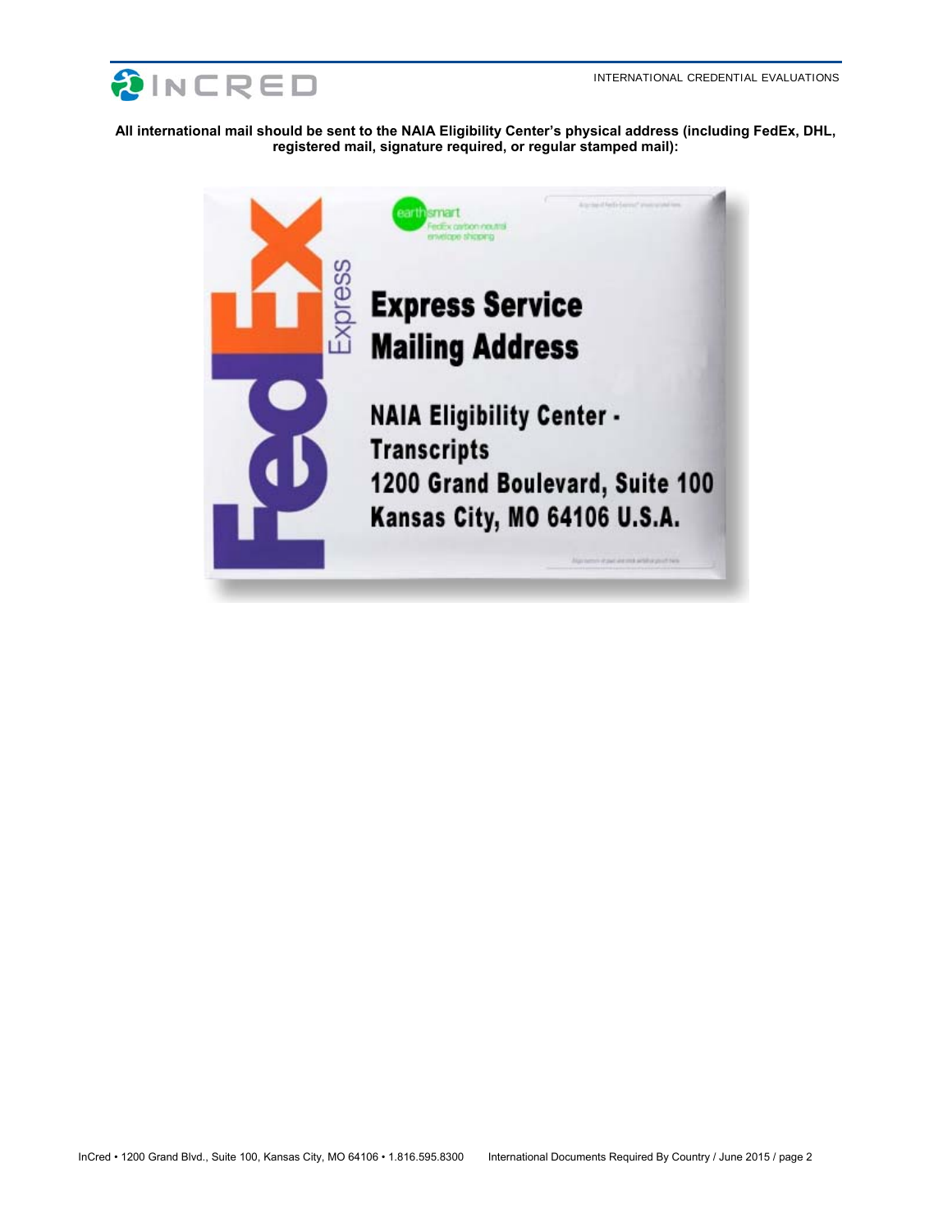**All international mail should be sent to the NAIA Eligibility Center's physical address (including FedEx, DHL, registered mail, signature required, or regular stamped mail):**

**Express Service Mailing Address**

**NAIA Eligibility Center - Transcripts**
**1200 Grand Boulevard, Suite 100**
**Kansas City, MO 64106 U.S.A.**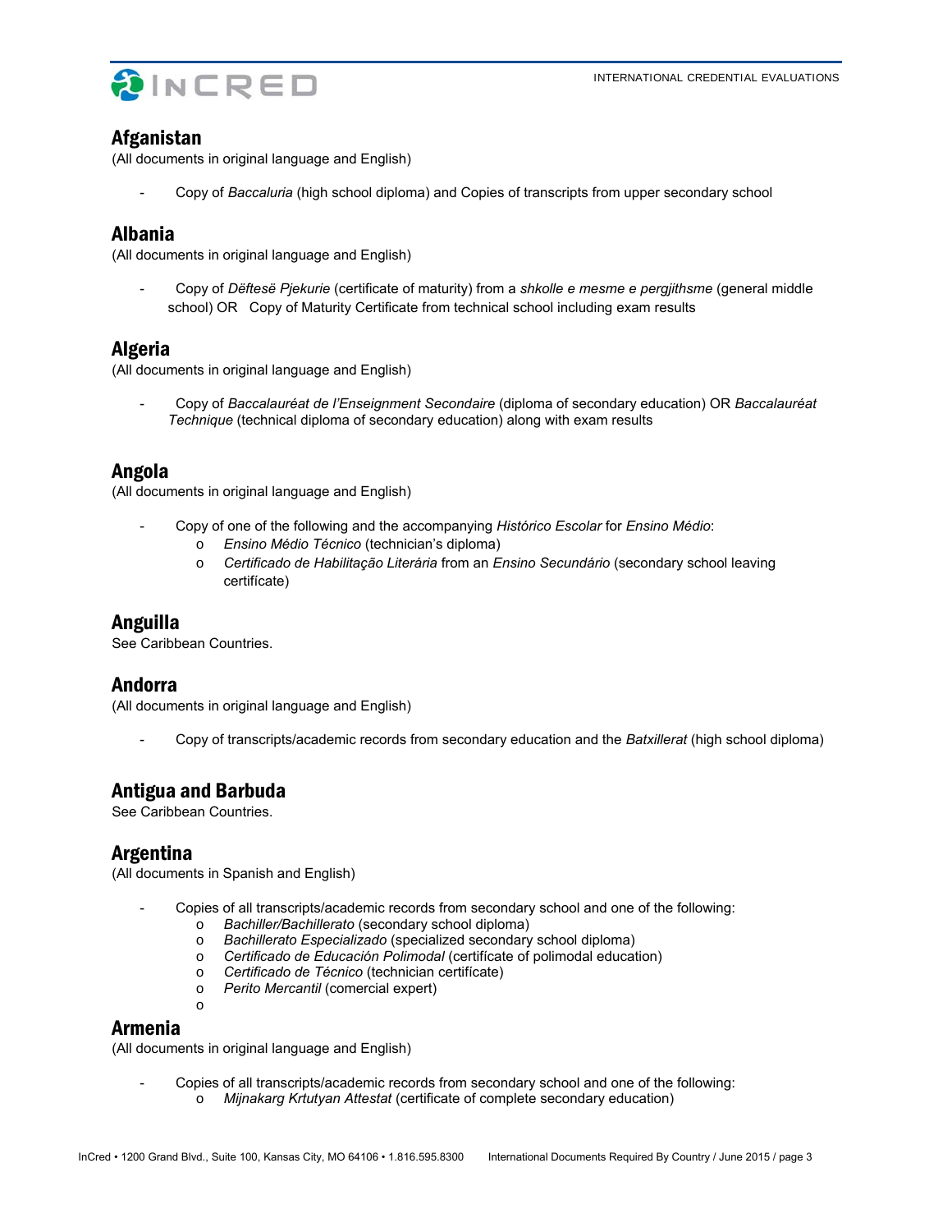## Afganistan

(All documents in original language and English)

- Copy of *Baccaluria* (high school diploma) and Copies of transcripts from upper secondary school

## Albania

(All documents in original language and English)

- Copy of *Dëftesë Pjekurie* (certificate of maturity) from a *shkolle e mesme e pergjithsme* (general middle school) OR Copy of Maturity Certificate from technical school including exam results

## Algeria

(All documents in original language and English)

- Copy of *Baccalauréat de l'Enseignment Secondaire* (diploma of secondary education) OR *Baccalauréat Technique* (technical diploma of secondary education) along with exam results

## Angola

(All documents in original language and English)

- Copy of one of the following and the accompanying *Histórico Escolar* for *Ensino Médio*:
  - *Ensino Médio Técnico* (technician's diploma)
  - *Certificado de Habilitação Literária* from an *Ensino Secundário* (secondary school leaving certifícate)

## Anguilla

See Caribbean Countries.

## Andorra

(All documents in original language and English)

- Copy of transcripts/academic records from secondary education and the *Batxillerat* (high school diploma)

## Antigua and Barbuda

See Caribbean Countries.

## Argentina

(All documents in Spanish and English)

- Copies of all transcripts/academic records from secondary school and one of the following:
  - *Bachiller/Bachillerato* (secondary school diploma)
  - *Bachillerato Especializado* (specialized secondary school diploma)
  - *Certificado de Educación Polimodal* (certifícate of polimodal education)
  - *Certificado de Técnico* (technician certifícate)
  - *Perito Mercantil* (comercial expert)

## Armenia

(All documents in original language and English)

- Copies of all transcripts/academic records from secondary school and one of the following:
  - *Mijnakarg Krtutyan Attestat* (certificate of complete secondary education)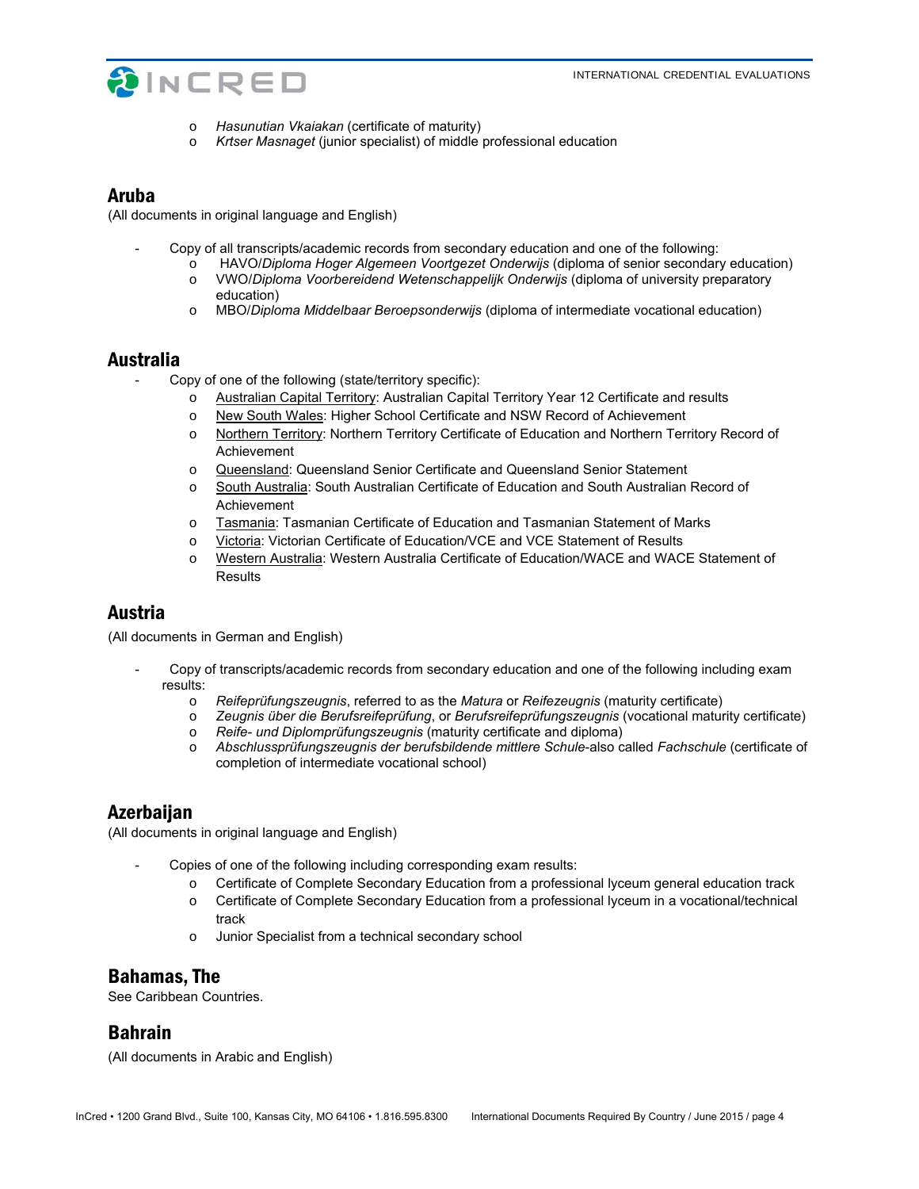- *Hasunutian Vkaiakan* (certificate of maturity)
  - *Krtser Masnaget* (junior specialist) of middle professional education

## Aruba

(All documents in original language and English)

- Copy of all transcripts/academic records from secondary education and one of the following:
  - HAVO/*Diploma Hoger Algemeen Voortgezet Onderwijs* (diploma of senior secondary education)
  - VWO/*Diploma Voorbereidend Wetenschappelijk Onderwijs* (diploma of university preparatory education)
  - MBO/*Diploma Middelbaar Beroepsonderwijs* (diploma of intermediate vocational education)

## Australia

- Copy of one of the following (state/territory specific):
  - Australian Capital Territory: Australian Capital Territory Year 12 Certificate and results
  - New South Wales: Higher School Certificate and NSW Record of Achievement
  - Northern Territory: Northern Territory Certificate of Education and Northern Territory Record of Achievement
  - Queensland: Queensland Senior Certificate and Queensland Senior Statement
  - South Australia: South Australian Certificate of Education and South Australian Record of Achievement
  - Tasmania: Tasmanian Certificate of Education and Tasmanian Statement of Marks
  - Victoria: Victorian Certificate of Education/VCE and VCE Statement of Results
  - Western Australia: Western Australia Certificate of Education/WACE and WACE Statement of Results

## Austria

(All documents in German and English)

- Copy of transcripts/academic records from secondary education and one of the following including exam results:
  - *Reifeprüfungszeugnis*, referred to as the *Matura* or *Reifezeugnis* (maturity certificate)
  - *Zeugnis über die Berufsreifeprüfung*, or *Berufsreifeprüfungszeugnis* (vocational maturity certificate)
  - *Reife- und Diplomprüfungszeugnis* (maturity certificate and diploma)
  - *Abschlussprüfungszeugnis der berufsbildende mittlere Schule*-also called *Fachschule* (certificate of completion of intermediate vocational school)

## Azerbaijan

(All documents in original language and English)

- Copies of one of the following including corresponding exam results:
  - Certificate of Complete Secondary Education from a professional lyceum general education track
  - Certificate of Complete Secondary Education from a professional lyceum in a vocational/technical track
  - Junior Specialist from a technical secondary school

## Bahamas, The

See Caribbean Countries.

## Bahrain

(All documents in Arabic and English)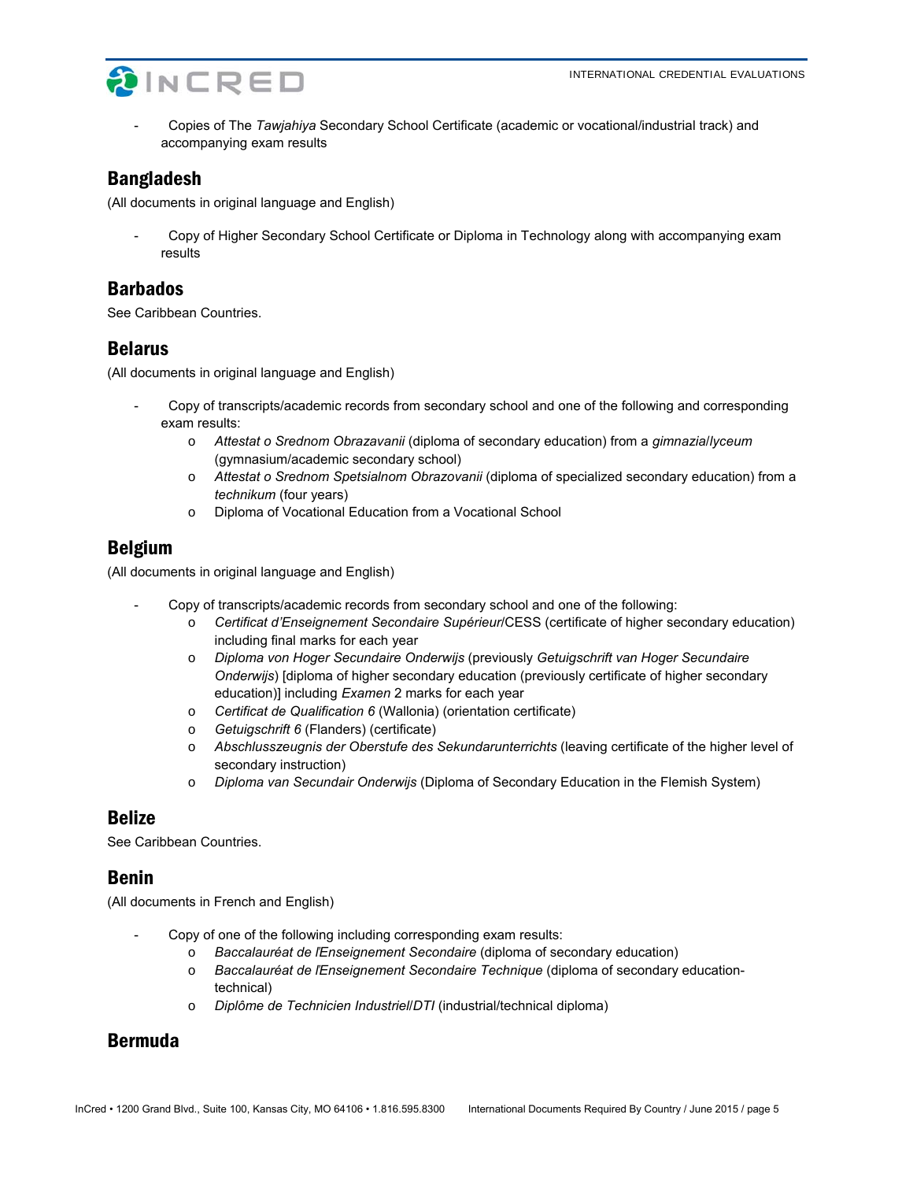- Copies of The *Tawjahiya* Secondary School Certificate (academic or vocational/industrial track) and accompanying exam results

## Bangladesh

(All documents in original language and English)

- Copy of Higher Secondary School Certificate or Diploma in Technology along with accompanying exam results

## Barbados

See Caribbean Countries.

## Belarus

(All documents in original language and English)

- Copy of transcripts/academic records from secondary school and one of the following and corresponding exam results:
  - *Attestat o Srednom Obrazavanii* (diploma of secondary education) from a *gimnazia*/*lyceum* (gymnasium/academic secondary school)
  - *Attestat o Srednom Spetsialnom Obrazovanii* (diploma of specialized secondary education) from a *technikum* (four years)
  - Diploma of Vocational Education from a Vocational School

## Belgium

(All documents in original language and English)

- Copy of transcripts/academic records from secondary school and one of the following:
  - *Certificat d'Enseignement Secondaire Supérieur*/CESS (certificate of higher secondary education) including final marks for each year
  - *Diploma von Hoger Secundaire Onderwijs* (previously *Getuigschrift van Hoger Secundaire Onderwijs*) [diploma of higher secondary education (previously certificate of higher secondary education)] including *Examen* 2 marks for each year
  - *Certificat de Qualification 6* (Wallonia) (orientation certificate)
  - *Getuigschrift 6* (Flanders) (certificate)
  - *Abschlusszeugnis der Oberstufe des Sekundarunterrichts* (leaving certificate of the higher level of secondary instruction)
  - *Diploma van Secundair Onderwijs* (Diploma of Secondary Education in the Flemish System)

## Belize

See Caribbean Countries.

## Benin

(All documents in French and English)

- Copy of one of the following including corresponding exam results:
  - *Baccalauréat de l'Enseignement Secondaire* (diploma of secondary education)
  - *Baccalauréat de l'Enseignement Secondaire Technique* (diploma of secondary education-technical)
  - *Diplôme de Technicien Industriel*/*DTI* (industrial/technical diploma)

## Bermuda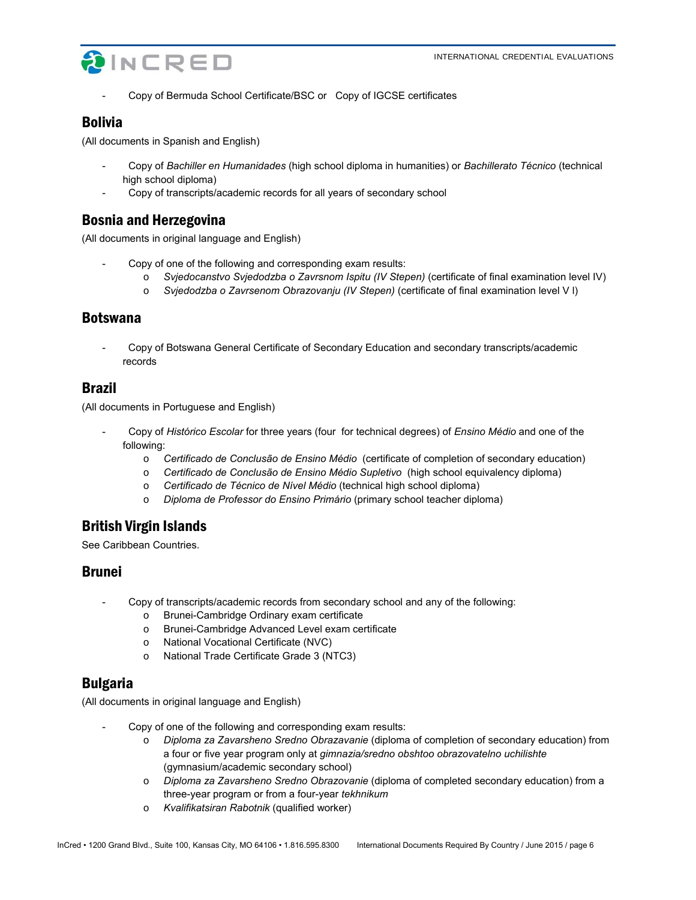- Copy of Bermuda School Certificate/BSC or Copy of IGCSE certificates

## Bolivia

(All documents in Spanish and English)

- Copy of *Bachiller en Humanidades* (high school diploma in humanities) or *Bachillerato Técnico* (technical high school diploma)
- Copy of transcripts/academic records for all years of secondary school

## Bosnia and Herzegovina

(All documents in original language and English)

- Copy of one of the following and corresponding exam results:
  - *Svjedocanstvo Svjedodzba o Zavrsnom Ispitu (IV Stepen)* (certificate of final examination level IV)
  - *Svjedodzba o Zavrsenom Obrazovanju (IV Stepen)* (certificate of final examination level V I)

## Botswana

- Copy of Botswana General Certificate of Secondary Education and secondary transcripts/academic records

## Brazil

(All documents in Portuguese and English)

- Copy of *Histórico Escolar* for three years (four for technical degrees) of *Ensino Médio* and one of the following:
  - *Certificado de Conclusão de Ensino Médio* (certificate of completion of secondary education)
  - *Certificado de Conclusão de Ensino Médio Supletivo* (high school equivalency diploma)
  - *Certificado de Técnico de Nível Médio* (technical high school diploma)
  - *Diploma de Professor do Ensino Primário* (primary school teacher diploma)

## British Virgin Islands

See Caribbean Countries.

## Brunei

- Copy of transcripts/academic records from secondary school and any of the following:
  - Brunei-Cambridge Ordinary exam certificate
  - Brunei-Cambridge Advanced Level exam certificate
  - National Vocational Certificate (NVC)
  - National Trade Certificate Grade 3 (NTC3)

## Bulgaria

(All documents in original language and English)

- Copy of one of the following and corresponding exam results:
  - *Diploma za Zavarsheno Sredno Obrazavanie* (diploma of completion of secondary education) from a four or five year program only at *gimnazia/sredno obshtoo obrazovatelno uchilishte* (gymnasium/academic secondary school)
  - *Diploma za Zavarsheno Sredno Obrazovanie* (diploma of completed secondary education) from a three-year program or from a four-year *tekhnikum*
  - *Kvalifikatsiran Rabotnik* (qualified worker)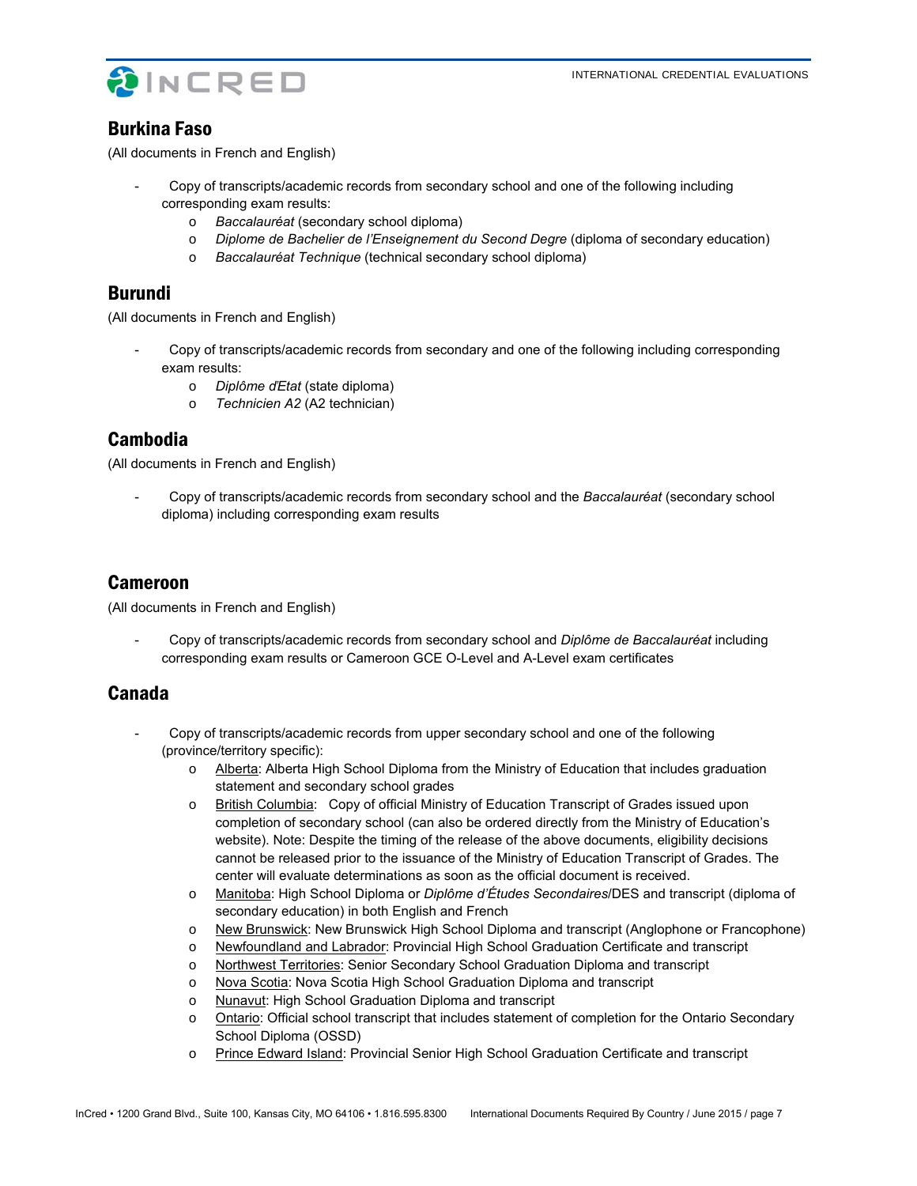## Burkina Faso

(All documents in French and English)

- Copy of transcripts/academic records from secondary school and one of the following including corresponding exam results:
  - *Baccalauréat* (secondary school diploma)
  - *Diplome de Bachelier de l'Enseignement du Second Degre* (diploma of secondary education)
  - *Baccalauréat Technique* (technical secondary school diploma)

## Burundi

(All documents in French and English)

- Copy of transcripts/academic records from secondary and one of the following including corresponding exam results:
  - *Diplôme d'Etat* (state diploma)
  - *Technicien A2* (A2 technician)

## Cambodia

(All documents in French and English)

- Copy of transcripts/academic records from secondary school and the *Baccalauréat* (secondary school diploma) including corresponding exam results

## Cameroon

(All documents in French and English)

- Copy of transcripts/academic records from secondary school and *Diplôme de Baccalauréat* including corresponding exam results or Cameroon GCE O-Level and A-Level exam certificates

## Canada

- Copy of transcripts/academic records from upper secondary school and one of the following (province/territory specific):
  - Alberta: Alberta High School Diploma from the Ministry of Education that includes graduation statement and secondary school grades
  - British Columbia: Copy of official Ministry of Education Transcript of Grades issued upon completion of secondary school (can also be ordered directly from the Ministry of Education's website). Note: Despite the timing of the release of the above documents, eligibility decisions cannot be released prior to the issuance of the Ministry of Education Transcript of Grades. The center will evaluate determinations as soon as the official document is received.
  - Manitoba: High School Diploma or *Diplôme d'Études Secondaires*/DES and transcript (diploma of secondary education) in both English and French
  - New Brunswick: New Brunswick High School Diploma and transcript (Anglophone or Francophone)
  - Newfoundland and Labrador: Provincial High School Graduation Certificate and transcript
  - Northwest Territories: Senior Secondary School Graduation Diploma and transcript
  - Nova Scotia: Nova Scotia High School Graduation Diploma and transcript
  - Nunavut: High School Graduation Diploma and transcript
  - Ontario: Official school transcript that includes statement of completion for the Ontario Secondary School Diploma (OSSD)
  - Prince Edward Island: Provincial Senior High School Graduation Certificate and transcript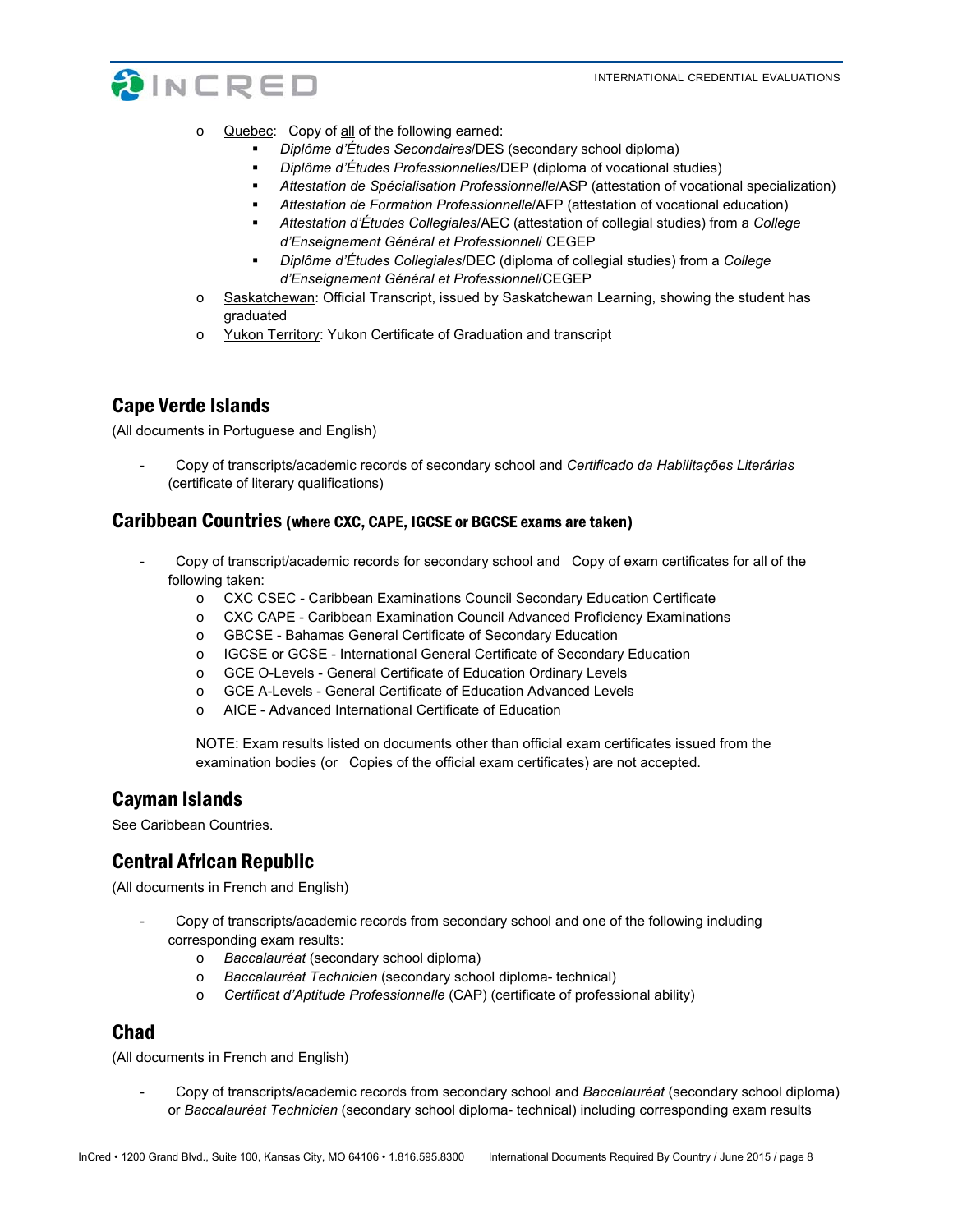- Quebec: Copy of all of the following earned:
  - *Diplôme d'Études Secondaires*/DES (secondary school diploma)
  - *Diplôme d'Études Professionnelles*/DEP (diploma of vocational studies)
  - *Attestation de Spécialisation Professionnelle*/ASP (attestation of vocational specialization)
  - *Attestation de Formation Professionnelle*/AFP (attestation of vocational education)
  - *Attestation d'Études Collegiales*/AEC (attestation of collegial studies) from a *College d'Enseignement Général et Professionnel*/ CEGEP
  - *Diplôme d'Études Collegiales*/DEC (diploma of collegial studies) from a *College d'Enseignement Général et Professionnel*/CEGEP
- Saskatchewan: Official Transcript, issued by Saskatchewan Learning, showing the student has graduated
- Yukon Territory: Yukon Certificate of Graduation and transcript

## Cape Verde Islands

(All documents in Portuguese and English)

- Copy of transcripts/academic records of secondary school and *Certificado da Habilitações Literárias* (certificate of literary qualifications)

## Caribbean Countries (where CXC, CAPE, IGCSE or BGCSE exams are taken)

- Copy of transcript/academic records for secondary school and Copy of exam certificates for all of the following taken:
  - CXC CSEC - Caribbean Examinations Council Secondary Education Certificate
  - CXC CAPE - Caribbean Examination Council Advanced Proficiency Examinations
  - GBCSE - Bahamas General Certificate of Secondary Education
  - IGCSE or GCSE - International General Certificate of Secondary Education
  - GCE O-Levels - General Certificate of Education Ordinary Levels
  - GCE A-Levels - General Certificate of Education Advanced Levels
  - AICE - Advanced International Certificate of Education

  NOTE: Exam results listed on documents other than official exam certificates issued from the examination bodies (or Copies of the official exam certificates) are not accepted.

## Cayman Islands

See Caribbean Countries.

## Central African Republic

(All documents in French and English)

- Copy of transcripts/academic records from secondary school and one of the following including corresponding exam results:
  - *Baccalauréat* (secondary school diploma)
  - *Baccalauréat Technicien* (secondary school diploma- technical)
  - *Certificat d'Aptitude Professionnelle* (CAP) (certificate of professional ability)

## Chad

(All documents in French and English)

- Copy of transcripts/academic records from secondary school and *Baccalauréat* (secondary school diploma) or *Baccalauréat Technicien* (secondary school diploma- technical) including corresponding exam results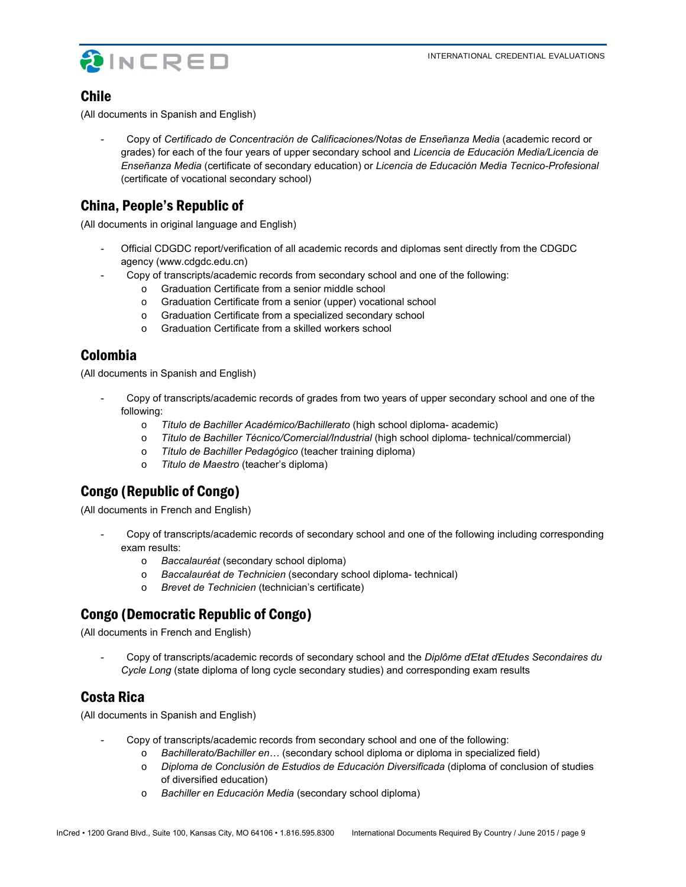## Chile

(All documents in Spanish and English)

- Copy of *Certificado de Concentración de Calificaciones/Notas de Enseñanza Media* (academic record or grades) for each of the four years of upper secondary school and *Licencia de Educación Media/Licencia de Enseñanza Media* (certificate of secondary education) or *Licencia de Educación Media Tecnico-Profesional* (certificate of vocational secondary school)

## China, People's Republic of

(All documents in original language and English)

- Official CDGDC report/verification of all academic records and diplomas sent directly from the CDGDC agency (www.cdgdc.edu.cn)
- Copy of transcripts/academic records from secondary school and one of the following:
    - Graduation Certificate from a senior middle school
    - Graduation Certificate from a senior (upper) vocational school
    - Graduation Certificate from a specialized secondary school
    - Graduation Certificate from a skilled workers school

## Colombia

(All documents in Spanish and English)

- Copy of transcripts/academic records of grades from two years of upper secondary school and one of the following:
    - *Título de Bachiller Académico/Bachillerato* (high school diploma- academic)
    - *Título de Bachiller Técnico/Comercial/Industrial* (high school diploma- technical/commercial)
    - *Título de Bachiller Pedagógico* (teacher training diploma)
    - *Titulo de Maestro* (teacher's diploma)

## Congo (Republic of Congo)

(All documents in French and English)

- Copy of transcripts/academic records of secondary school and one of the following including corresponding exam results:
    - *Baccalauréat* (secondary school diploma)
    - *Baccalauréat de Technicien* (secondary school diploma- technical)
    - *Brevet de Technicien* (technician's certificate)

## Congo (Democratic Republic of Congo)

(All documents in French and English)

- Copy of transcripts/academic records of secondary school and the *Diplôme d'Etat d'Etudes Secondaires du Cycle Long* (state diploma of long cycle secondary studies) and corresponding exam results

## Costa Rica

(All documents in Spanish and English)

- Copy of transcripts/academic records from secondary school and one of the following:
    - *Bachillerato/Bachiller en…* (secondary school diploma or diploma in specialized field)
    - *Diploma de Conclusión de Estudios de Educación Diversificada* (diploma of conclusion of studies of diversified education)
    - *Bachiller en Educación Media* (secondary school diploma)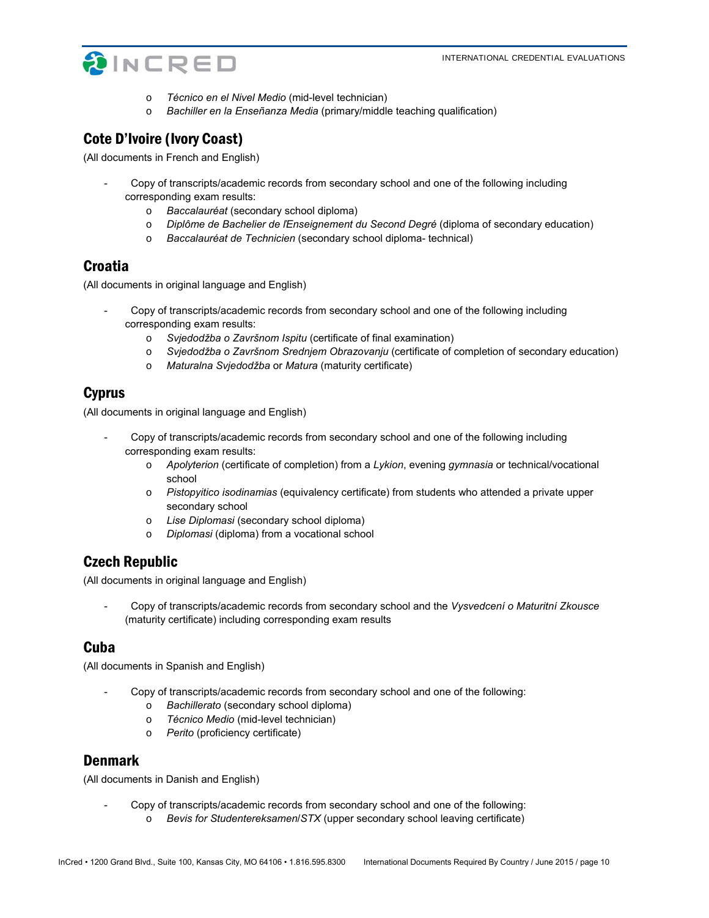- *Técnico en el Nivel Medio* (mid-level technician)
- *Bachiller en la Enseñanza Media* (primary/middle teaching qualification)

## Cote D'Ivoire (Ivory Coast)

(All documents in French and English)

- Copy of transcripts/academic records from secondary school and one of the following including corresponding exam results:
  - *Baccalauréat* (secondary school diploma)
  - *Diplôme de Bachelier de l'Enseignement du Second Degré* (diploma of secondary education)
  - *Baccalauréat de Technicien* (secondary school diploma- technical)

## Croatia

(All documents in original language and English)

- Copy of transcripts/academic records from secondary school and one of the following including corresponding exam results:
  - *Svjedodžba o Završnom Ispitu* (certificate of final examination)
  - *Svjedodžba o Završnom Srednjem Obrazovanju* (certificate of completion of secondary education)
  - *Maturalna Svjedodžba* or *Matura* (maturity certificate)

## Cyprus

(All documents in original language and English)

- Copy of transcripts/academic records from secondary school and one of the following including corresponding exam results:
  - *Apolyterion* (certificate of completion) from a *Lykion*, evening *gymnasia* or technical/vocational school
  - *Pistopyitico isodinamias* (equivalency certificate) from students who attended a private upper secondary school
  - *Lise Diplomasi* (secondary school diploma)
  - *Diplomasi* (diploma) from a vocational school

## Czech Republic

(All documents in original language and English)

- Copy of transcripts/academic records from secondary school and the *Vysvedcení o Maturitní Zkousce* (maturity certificate) including corresponding exam results

## Cuba

(All documents in Spanish and English)

- Copy of transcripts/academic records from secondary school and one of the following:
  - *Bachillerato* (secondary school diploma)
  - *Técnico Medio* (mid-level technician)
  - *Perito* (proficiency certificate)

## Denmark

(All documents in Danish and English)

- Copy of transcripts/academic records from secondary school and one of the following:
  - *Bevis for Studentereksamen*/*STX* (upper secondary school leaving certificate)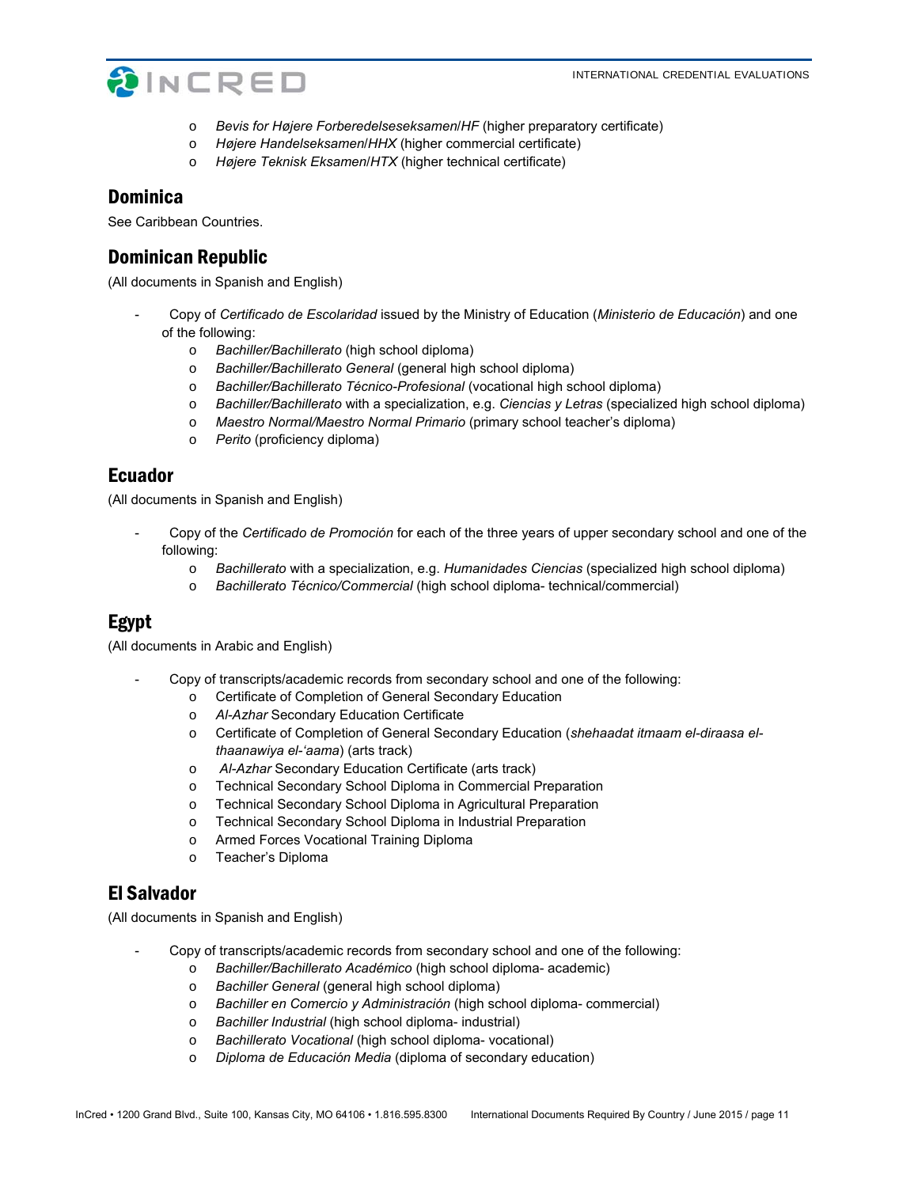- *Bevis for Højere Forberedelseseksamen/HF* (higher preparatory certificate)
  - *Højere Handelseksamen/HHX* (higher commercial certificate)
  - *Højere Teknisk Eksamen/HTX* (higher technical certificate)

## Dominica

See Caribbean Countries.

## Dominican Republic

(All documents in Spanish and English)

- Copy of *Certificado de Escolaridad* issued by the Ministry of Education (*Ministerio de Educación*) and one of the following:
  - *Bachiller/Bachillerato* (high school diploma)
  - *Bachiller/Bachillerato General* (general high school diploma)
  - *Bachiller/Bachillerato Técnico-Profesional* (vocational high school diploma)
  - *Bachiller/Bachillerato* with a specialization, e.g. *Ciencias y Letras* (specialized high school diploma)
  - *Maestro Normal/Maestro Normal Primario* (primary school teacher's diploma)
  - *Perito* (proficiency diploma)

## Ecuador

(All documents in Spanish and English)

- Copy of the *Certificado de Promoción* for each of the three years of upper secondary school and one of the following:
  - *Bachillerato* with a specialization, e.g. *Humanidades Ciencias* (specialized high school diploma)
  - *Bachillerato Técnico/Commercial* (high school diploma- technical/commercial)

## Egypt

(All documents in Arabic and English)

- Copy of transcripts/academic records from secondary school and one of the following:
  - Certificate of Completion of General Secondary Education
  - *Al-Azhar* Secondary Education Certificate
  - Certificate of Completion of General Secondary Education (*shehaadat itmaam el-diraasa el-thaanawiya el-'aama*) (arts track)
  - *Al-Azhar* Secondary Education Certificate (arts track)
  - Technical Secondary School Diploma in Commercial Preparation
  - Technical Secondary School Diploma in Agricultural Preparation
  - Technical Secondary School Diploma in Industrial Preparation
  - Armed Forces Vocational Training Diploma
  - Teacher's Diploma

## El Salvador

(All documents in Spanish and English)

- Copy of transcripts/academic records from secondary school and one of the following:
  - *Bachiller/Bachillerato Académico* (high school diploma- academic)
  - *Bachiller General* (general high school diploma)
  - *Bachiller en Comercio y Administración* (high school diploma- commercial)
  - *Bachiller Industrial* (high school diploma- industrial)
  - *Bachillerato Vocational* (high school diploma- vocational)
  - *Diploma de Educación Media* (diploma of secondary education)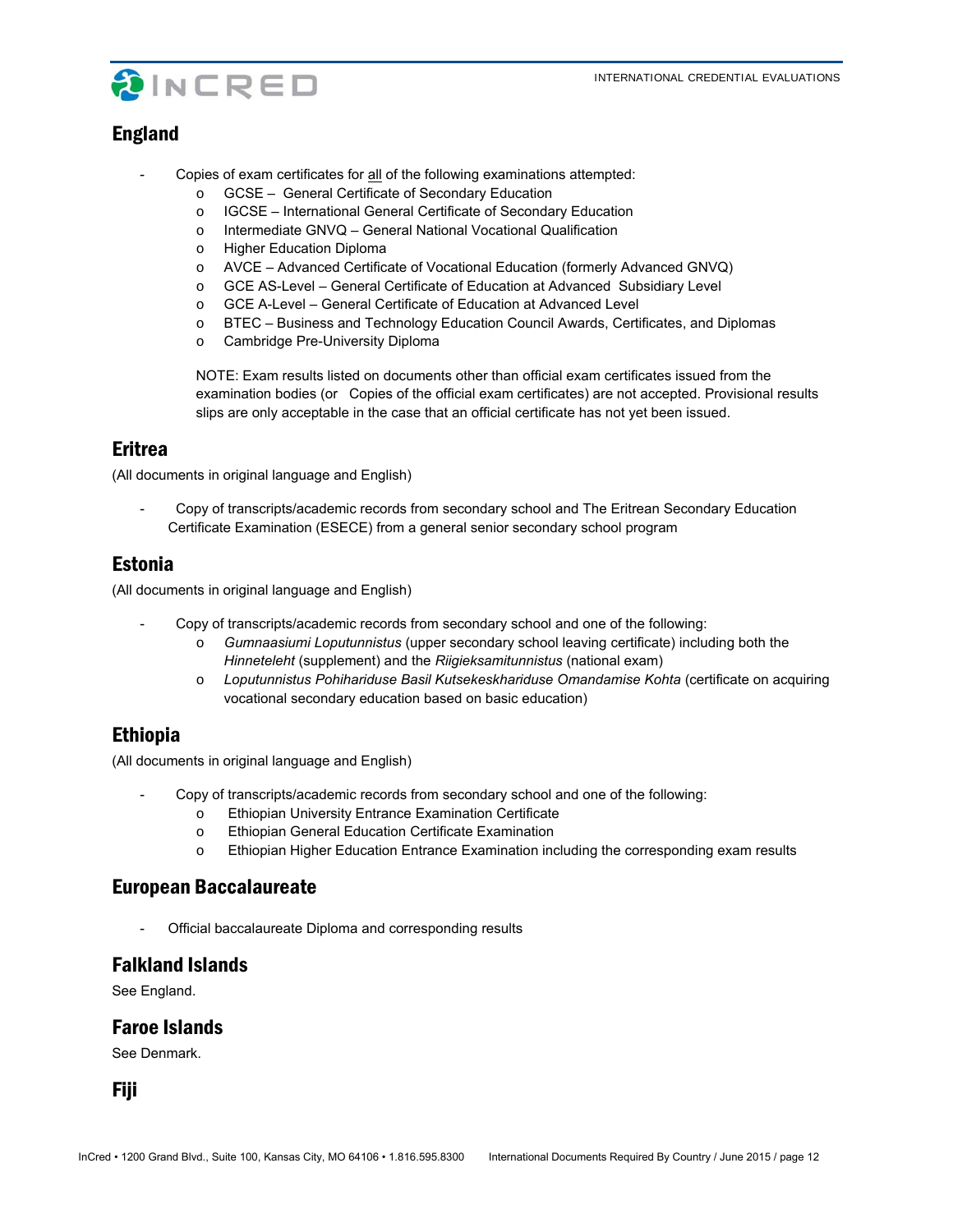## England

- Copies of exam certificates for <u>all</u> of the following examinations attempted:
  - GCSE – General Certificate of Secondary Education
  - IGCSE – International General Certificate of Secondary Education
  - Intermediate GNVQ – General National Vocational Qualification
  - Higher Education Diploma
  - AVCE – Advanced Certificate of Vocational Education (formerly Advanced GNVQ)
  - GCE AS-Level – General Certificate of Education at Advanced Subsidiary Level
  - GCE A-Level – General Certificate of Education at Advanced Level
  - BTEC – Business and Technology Education Council Awards, Certificates, and Diplomas
  - Cambridge Pre-University Diploma

  NOTE: Exam results listed on documents other than official exam certificates issued from the examination bodies (or Copies of the official exam certificates) are not accepted. Provisional results slips are only acceptable in the case that an official certificate has not yet been issued.

## Eritrea

(All documents in original language and English)

- Copy of transcripts/academic records from secondary school and The Eritrean Secondary Education Certificate Examination (ESECE) from a general senior secondary school program

## Estonia

(All documents in original language and English)

- Copy of transcripts/academic records from secondary school and one of the following:
  - *Gumnaasiumi Loputunnistus* (upper secondary school leaving certificate) including both the *Hinneteleht* (supplement) and the *Riigieksamitunnistus* (national exam)
  - *Loputunnistus Pohihariduse Basil Kutsekeskhariduse Omandamise Kohta* (certificate on acquiring vocational secondary education based on basic education)

## Ethiopia

(All documents in original language and English)

- Copy of transcripts/academic records from secondary school and one of the following:
  - Ethiopian University Entrance Examination Certificate
  - Ethiopian General Education Certificate Examination
  - Ethiopian Higher Education Entrance Examination including the corresponding exam results

## European Baccalaureate

- Official baccalaureate Diploma and corresponding results

## Falkland Islands

See England.

## Faroe Islands

See Denmark.

## Fiji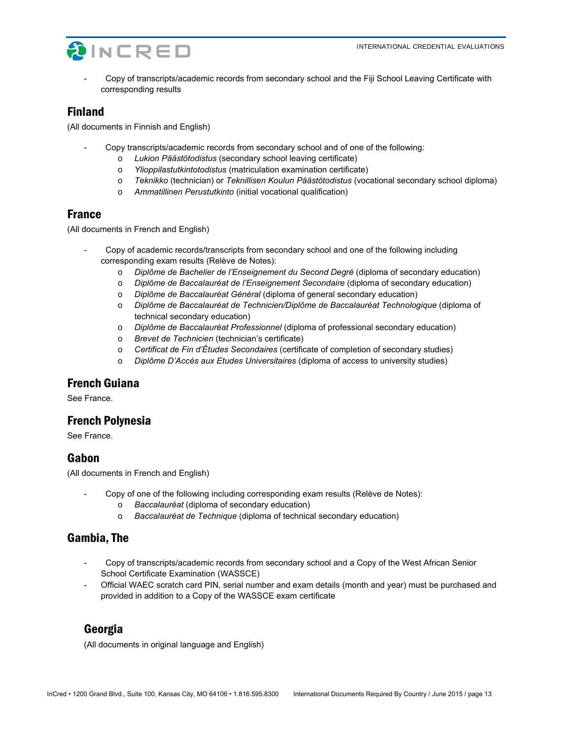- Copy of transcripts/academic records from secondary school and the Fiji School Leaving Certificate with corresponding results

## Finland

(All documents in Finnish and English)

- Copy transcripts/academic records from secondary school and of one of the following:
  - *Lukion Päästötodistus* (secondary school leaving certificate)
  - *Ylioppilastutkintotodistus* (matriculation examination certificate)
  - *Teknikko* (technician) or *Teknillisen Koulun Päästötodistus* (vocational secondary school diploma)
  - *Ammatillinen Perustutkinto* (initial vocational qualification)

## France

(All documents in French and English)

- Copy of academic records/transcripts from secondary school and one of the following including corresponding exam results (Relève de Notes):
  - *Diplôme de Bachelier de l'Enseignement du Second Degré* (diploma of secondary education)
  - *Diplôme de Baccalauréat de l'Enseignement Secondaire* (diploma of secondary education)
  - *Diplôme de Baccalauréat Général* (diploma of general secondary education)
  - *Diplôme de Baccalauréat de Technicien/Diplôme de Baccalauréat Technologique* (diploma of technical secondary education)
  - *Diplôme de Baccalauréat Professionnel* (diploma of professional secondary education)
  - *Brevet de Technicien* (technician's certificate)
  - *Certificat de Fin d'Études Secondaires* (certificate of completion of secondary studies)
  - *Diplôme D'Accès aux Etudes Universitaires* (diploma of access to university studies)

## French Guiana

See France.

## French Polynesia

See France.

## Gabon

(All documents in French and English)

- Copy of one of the following including corresponding exam results (Relève de Notes):
  - *Baccalauréat* (diploma of secondary education)
  - *Baccalauréat de Technique* (diploma of technical secondary education)

## Gambia, The

- Copy of transcripts/academic records from secondary school and a Copy of the West African Senior School Certificate Examination (WASSCE)
- Official WAEC scratch card PIN, serial number and exam details (month and year) must be purchased and provided in addition to a Copy of the WASSCE exam certificate

## Georgia

(All documents in original language and English)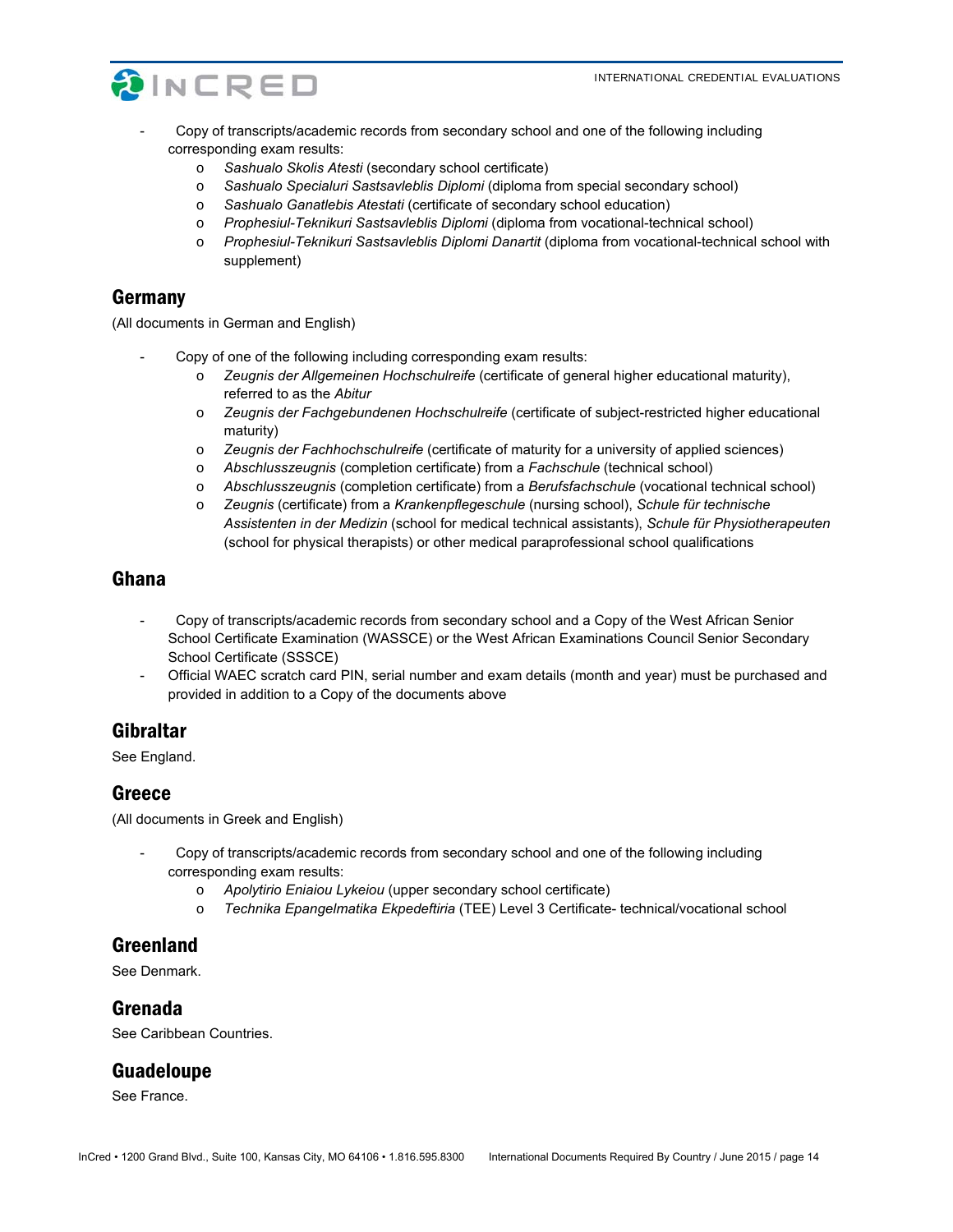- Copy of transcripts/academic records from secondary school and one of the following including corresponding exam results:
    - *Sashualo Skolis Atesti* (secondary school certificate)
    - *Sashualo Specialuri Sastsavleblis Diplomi* (diploma from special secondary school)
    - *Sashualo Ganatlebis Atestati* (certificate of secondary school education)
    - *Prophesiul-Teknikuri Sastsavleblis Diplomi* (diploma from vocational-technical school)
    - *Prophesiul-Teknikuri Sastsavleblis Diplomi Danartit* (diploma from vocational-technical school with supplement)

## Germany

(All documents in German and English)

- Copy of one of the following including corresponding exam results:
    - *Zeugnis der Allgemeinen Hochschulreife* (certificate of general higher educational maturity), referred to as the *Abitur*
    - *Zeugnis der Fachgebundenen Hochschulreife* (certificate of subject-restricted higher educational maturity)
    - *Zeugnis der Fachhochschulreife* (certificate of maturity for a university of applied sciences)
    - *Abschlusszeugnis* (completion certificate) from a *Fachschule* (technical school)
    - *Abschlusszeugnis* (completion certificate) from a *Berufsfachschule* (vocational technical school)
    - *Zeugnis* (certificate) from a *Krankenpflegeschule* (nursing school), *Schule für technische Assistenten in der Medizin* (school for medical technical assistants), *Schule für Physiotherapeuten* (school for physical therapists) or other medical paraprofessional school qualifications

## Ghana

- Copy of transcripts/academic records from secondary school and a Copy of the West African Senior School Certificate Examination (WASSCE) or the West African Examinations Council Senior Secondary School Certificate (SSSCE)
- Official WAEC scratch card PIN, serial number and exam details (month and year) must be purchased and provided in addition to a Copy of the documents above

## Gibraltar

See England.

## Greece

(All documents in Greek and English)

- Copy of transcripts/academic records from secondary school and one of the following including corresponding exam results:
    - *Apolytirio Eniaiou Lykeiou* (upper secondary school certificate)
    - *Technika Epangelmatika Ekpedeftiria* (TEE) Level 3 Certificate- technical/vocational school

## Greenland

See Denmark.

## Grenada

See Caribbean Countries.

## Guadeloupe

See France.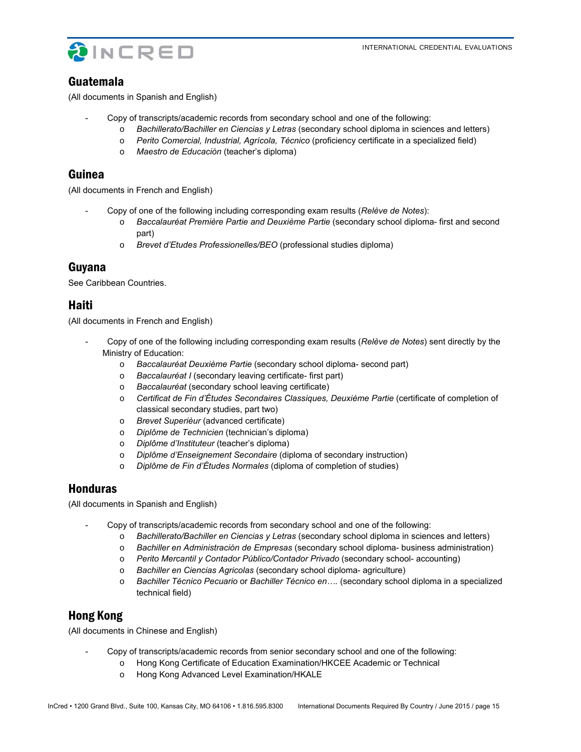## Guatemala

(All documents in Spanish and English)

- Copy of transcripts/academic records from secondary school and one of the following:
    - *Bachillerato/Bachiller en Ciencias y Letras* (secondary school diploma in sciences and letters)
    - *Perito Comercial, Industrial, Agrícola, Técnico* (proficiency certificate in a specialized field)
    - *Maestro de Educación* (teacher's diploma)

## Guinea

(All documents in French and English)

- Copy of one of the following including corresponding exam results (*Relève de Notes*):
    - *Baccalauréat Première Partie and Deuxième Partie* (secondary school diploma- first and second part)
    - *Brevet d'Etudes Professionelles/BEO* (professional studies diploma)

## Guyana

See Caribbean Countries.

## Haiti

(All documents in French and English)

- Copy of one of the following including corresponding exam results (*Relève de Notes*) sent directly by the Ministry of Education:
    - *Baccalauréat Deuxième Partie* (secondary school diploma- second part)
    - *Baccalauréat I* (secondary leaving certificate- first part)
    - *Baccalauréat* (secondary school leaving certificate)
    - *Certificat de Fin d'Études Secondaires Classiques, Deuxième Partie* (certificate of completion of classical secondary studies, part two)
    - *Brevet Superièur* (advanced certificate)
    - *Diplôme de Technicien* (technician's diploma)
    - *Diplôme d'Instituteur* (teacher's diploma)
    - *Diplôme d'Enseignement Secondaire* (diploma of secondary instruction)
    - *Diplôme de Fin d'Études Normales* (diploma of completion of studies)

## Honduras

(All documents in Spanish and English)

- Copy of transcripts/academic records from secondary school and one of the following:
    - *Bachillerato/Bachiller en Ciencias y Letras* (secondary school diploma in sciences and letters)
    - *Bachiller en Administración de Empresas* (secondary school diploma- business administration)
    - *Perito Mercantil y Contador Público/Contador Privado* (secondary school- accounting)
    - *Bachiller en Ciencias Agricolas* (secondary school diploma- agriculture)
    - *Bachiller Técnico Pecuario* or *Bachiller Técnico en….* (secondary school diploma in a specialized technical field)

## Hong Kong

(All documents in Chinese and English)

- Copy of transcripts/academic records from senior secondary school and one of the following:
    - Hong Kong Certificate of Education Examination/HKCEE Academic or Technical
    - Hong Kong Advanced Level Examination/HKALE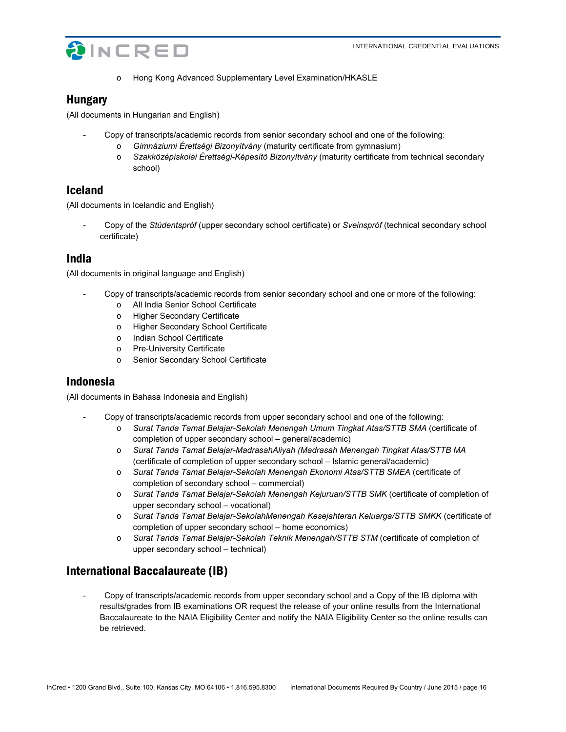- Hong Kong Advanced Supplementary Level Examination/HKASLE

## Hungary

(All documents in Hungarian and English)

- Copy of transcripts/academic records from senior secondary school and one of the following:
  - *Gimnáziumi Érettségi Bizonyítvány* (maturity certificate from gymnasium)
  - *Szakközépiskolai Érettségi-Képesítö Bizonyítvány* (maturity certificate from technical secondary school)

## Iceland

(All documents in Icelandic and English)

- Copy of the *Stúdentspróf* (upper secondary school certificate) or *Sveinspróf* (technical secondary school certificate)

## India

(All documents in original language and English)

- Copy of transcripts/academic records from senior secondary school and one or more of the following:
  - All India Senior School Certificate
  - Higher Secondary Certificate
  - Higher Secondary School Certificate
  - Indian School Certificate
  - Pre-University Certificate
  - Senior Secondary School Certificate

## Indonesia

(All documents in Bahasa Indonesia and English)

- Copy of transcripts/academic records from upper secondary school and one of the following:
  - *Surat Tanda Tamat Belajar-Sekolah Menengah Umum Tingkat Atas/STTB SMA* (certificate of completion of upper secondary school – general/academic)
  - *Surat Tanda Tamat Belajar-MadrasahAliyah (Madrasah Menengah Tingkat Atas/STTB MA* (certificate of completion of upper secondary school – Islamic general/academic)
  - *Surat Tanda Tamat Belajar-Sekolah Menengah Ekonomi Atas/STTB SMEA* (certificate of completion of secondary school – commercial)
  - *Surat Tanda Tamat Belajar-Sekolah Menengah Kejuruan/STTB SMK* (certificate of completion of upper secondary school – vocational)
  - *Surat Tanda Tamat Belajar-SekolahMenengah Kesejahteran Keluarga/STTB SMKK* (certificate of completion of upper secondary school – home economics)
  - *Surat Tanda Tamat Belajar-Sekolah Teknik Menengah/STTB STM* (certificate of completion of upper secondary school – technical)

## International Baccalaureate (IB)

- Copy of transcripts/academic records from upper secondary school and a Copy of the IB diploma with results/grades from IB examinations OR request the release of your online results from the International Baccalaureate to the NAIA Eligibility Center and notify the NAIA Eligibility Center so the online results can be retrieved.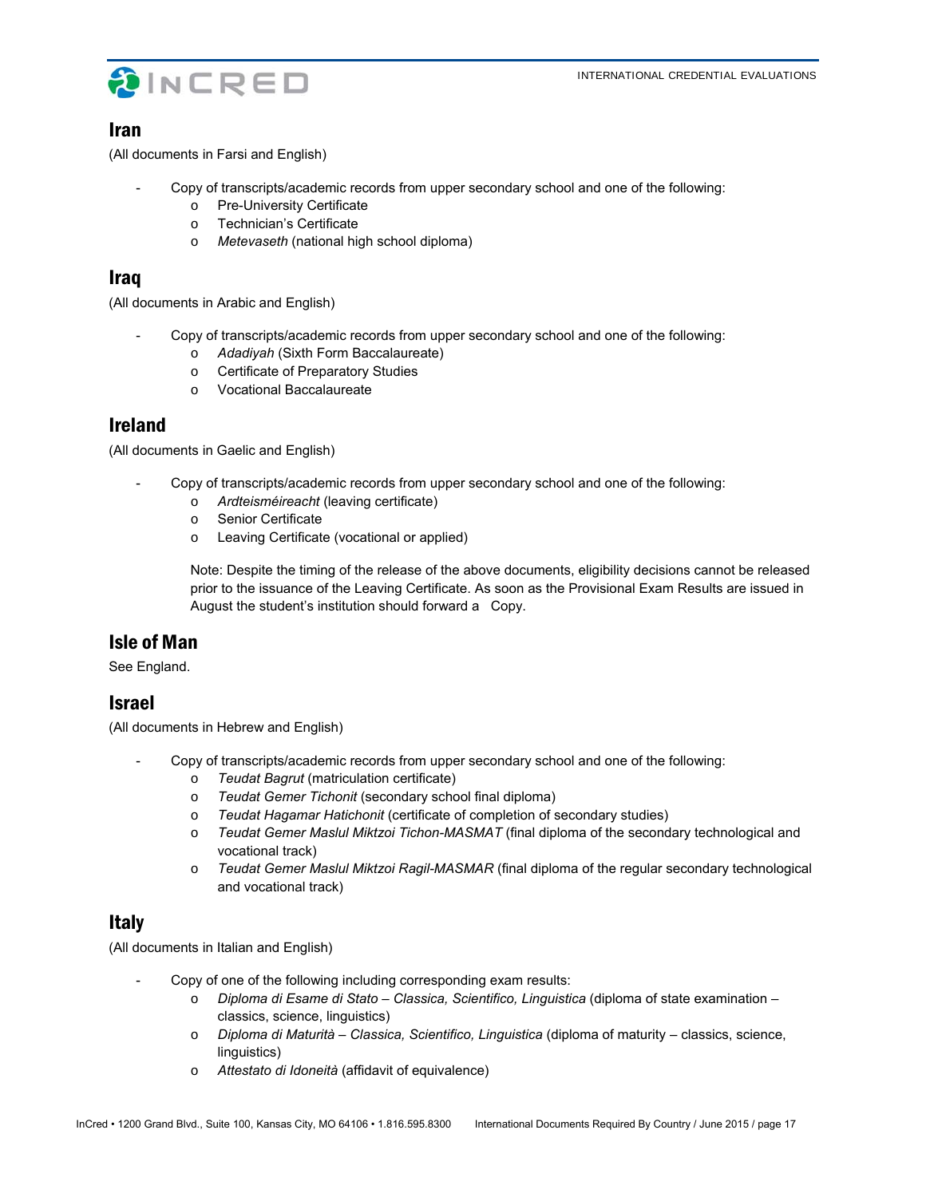## Iran

(All documents in Farsi and English)

- Copy of transcripts/academic records from upper secondary school and one of the following:
  - Pre-University Certificate
  - Technician's Certificate
  - *Metevaseth* (national high school diploma)

## Iraq

(All documents in Arabic and English)

- Copy of transcripts/academic records from upper secondary school and one of the following:
  - *Adadiyah* (Sixth Form Baccalaureate)
  - Certificate of Preparatory Studies
  - Vocational Baccalaureate

## Ireland

(All documents in Gaelic and English)

- Copy of transcripts/academic records from upper secondary school and one of the following:
  - *Ardteisméireacht* (leaving certificate)
  - Senior Certificate
  - Leaving Certificate (vocational or applied)

  Note: Despite the timing of the release of the above documents, eligibility decisions cannot be released prior to the issuance of the Leaving Certificate. As soon as the Provisional Exam Results are issued in August the student's institution should forward a Copy.

## Isle of Man

See England.

## Israel

(All documents in Hebrew and English)

- Copy of transcripts/academic records from upper secondary school and one of the following:
  - *Teudat Bagrut* (matriculation certificate)
  - *Teudat Gemer Tichonit* (secondary school final diploma)
  - *Teudat Hagamar Hatichonit* (certificate of completion of secondary studies)
  - *Teudat Gemer Maslul Miktzoi Tichon-MASMAT* (final diploma of the secondary technological and vocational track)
  - *Teudat Gemer Maslul Miktzoi Ragil-MASMAR* (final diploma of the regular secondary technological and vocational track)

## Italy

(All documents in Italian and English)

- Copy of one of the following including corresponding exam results:
  - *Diploma di Esame di Stato – Classica, Scientifico, Linguistica* (diploma of state examination – classics, science, linguistics)
  - *Diploma di Maturità – Classica, Scientifico, Linguistica* (diploma of maturity – classics, science, linguistics)
  - *Attestato di Idoneità* (affidavit of equivalence)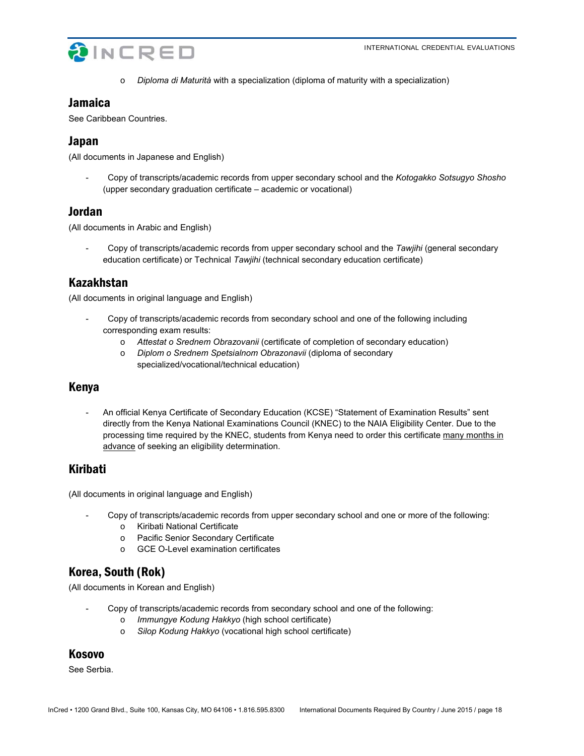- *Diploma di Maturità* with a specialization (diploma of maturity with a specialization)

## Jamaica

See Caribbean Countries.

## Japan

(All documents in Japanese and English)

- Copy of transcripts/academic records from upper secondary school and the *Kotogakko Sotsugyo Shosho* (upper secondary graduation certificate – academic or vocational)

## Jordan

(All documents in Arabic and English)

- Copy of transcripts/academic records from upper secondary school and the *Tawjihi* (general secondary education certificate) or Technical *Tawjihi* (technical secondary education certificate)

## Kazakhstan

(All documents in original language and English)

- Copy of transcripts/academic records from secondary school and one of the following including corresponding exam results:
  - *Attestat o Srednem Obrazovanii* (certificate of completion of secondary education)
  - *Diplom o Srednem Spetsialnom Obrazonavii* (diploma of secondary specialized/vocational/technical education)

## Kenya

- An official Kenya Certificate of Secondary Education (KCSE) "Statement of Examination Results" sent directly from the Kenya National Examinations Council (KNEC) to the NAIA Eligibility Center. Due to the processing time required by the KNEC, students from Kenya need to order this certificate <u>many months in advance</u> of seeking an eligibility determination.

## Kiribati

(All documents in original language and English)

- Copy of transcripts/academic records from upper secondary school and one or more of the following:
  - Kiribati National Certificate
  - Pacific Senior Secondary Certificate
  - GCE O-Level examination certificates

## Korea, South (Rok)

(All documents in Korean and English)

- Copy of transcripts/academic records from secondary school and one of the following:
  - *Immungye Kodung Hakkyo* (high school certificate)
  - *Silop Kodung Hakkyo* (vocational high school certificate)

## Kosovo

See Serbia.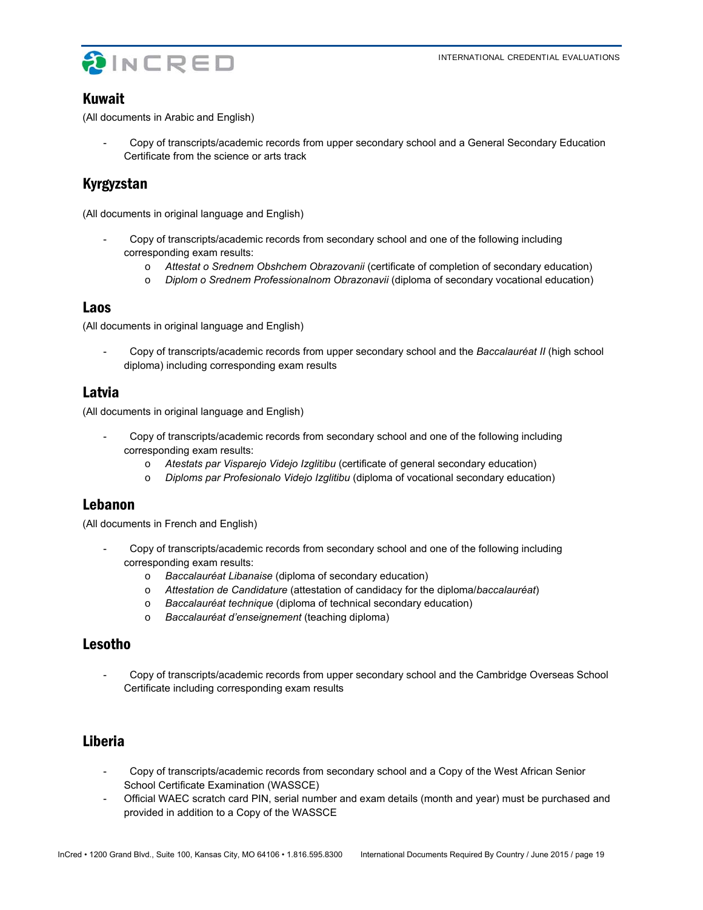## Kuwait

(All documents in Arabic and English)

- Copy of transcripts/academic records from upper secondary school and a General Secondary Education Certificate from the science or arts track

## Kyrgyzstan

(All documents in original language and English)

- Copy of transcripts/academic records from secondary school and one of the following including corresponding exam results:
    - *Attestat o Srednem Obshchem Obrazovanii* (certificate of completion of secondary education)
    - *Diplom o Srednem Professionalnom Obrazonavii* (diploma of secondary vocational education)

## Laos

(All documents in original language and English)

- Copy of transcripts/academic records from upper secondary school and the *Baccalauréat II* (high school diploma) including corresponding exam results

## Latvia

(All documents in original language and English)

- Copy of transcripts/academic records from secondary school and one of the following including corresponding exam results:
    - *Atestats par Visparejo Videjo Izglitibu* (certificate of general secondary education)
    - *Diploms par Profesionalo Videjo Izglitibu* (diploma of vocational secondary education)

## Lebanon

(All documents in French and English)

- Copy of transcripts/academic records from secondary school and one of the following including corresponding exam results:
    - *Baccalauréat Libanaise* (diploma of secondary education)
    - *Attestation de Candidature* (attestation of candidacy for the diploma/*baccalauréat*)
    - *Baccalauréat technique* (diploma of technical secondary education)
    - *Baccalauréat d'enseignement* (teaching diploma)

## Lesotho

- Copy of transcripts/academic records from upper secondary school and the Cambridge Overseas School Certificate including corresponding exam results

## Liberia

- Copy of transcripts/academic records from secondary school and a Copy of the West African Senior School Certificate Examination (WASSCE)
- Official WAEC scratch card PIN, serial number and exam details (month and year) must be purchased and provided in addition to a Copy of the WASSCE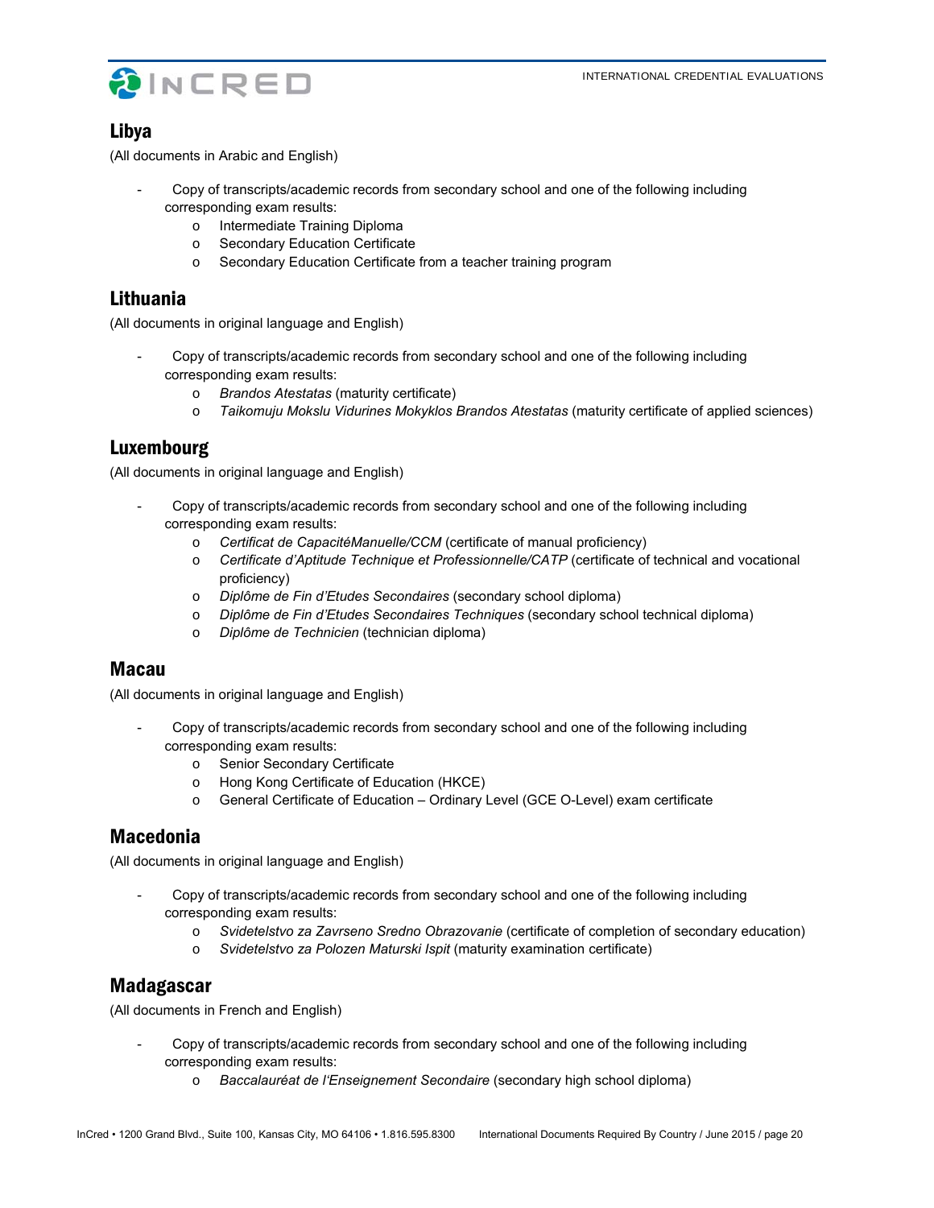## Libya

(All documents in Arabic and English)

- Copy of transcripts/academic records from secondary school and one of the following including corresponding exam results:
  - Intermediate Training Diploma
  - Secondary Education Certificate
  - Secondary Education Certificate from a teacher training program

## Lithuania

(All documents in original language and English)

- Copy of transcripts/academic records from secondary school and one of the following including corresponding exam results:
  - *Brandos Atestatas* (maturity certificate)
  - *Taikomuju Mokslu Vidurines Mokyklos Brandos Atestatas* (maturity certificate of applied sciences)

## Luxembourg

(All documents in original language and English)

- Copy of transcripts/academic records from secondary school and one of the following including corresponding exam results:
  - *Certificat de CapacitéManuelle/CCM* (certificate of manual proficiency)
  - *Certificate d'Aptitude Technique et Professionnelle/CATP* (certificate of technical and vocational proficiency)
  - *Diplôme de Fin d'Etudes Secondaires* (secondary school diploma)
  - *Diplôme de Fin d'Etudes Secondaires Techniques* (secondary school technical diploma)
  - *Diplôme de Technicien* (technician diploma)

## Macau

(All documents in original language and English)

- Copy of transcripts/academic records from secondary school and one of the following including corresponding exam results:
  - Senior Secondary Certificate
  - Hong Kong Certificate of Education (HKCE)
  - General Certificate of Education – Ordinary Level (GCE O-Level) exam certificate

## Macedonia

(All documents in original language and English)

- Copy of transcripts/academic records from secondary school and one of the following including corresponding exam results:
  - *Svidetelstvo za Zavrseno Sredno Obrazovanie* (certificate of completion of secondary education)
  - *Svidetelstvo za Polozen Maturski Ispit* (maturity examination certificate)

## Madagascar

(All documents in French and English)

- Copy of transcripts/academic records from secondary school and one of the following including corresponding exam results:
  - *Baccalauréat de l'Enseignement Secondaire* (secondary high school diploma)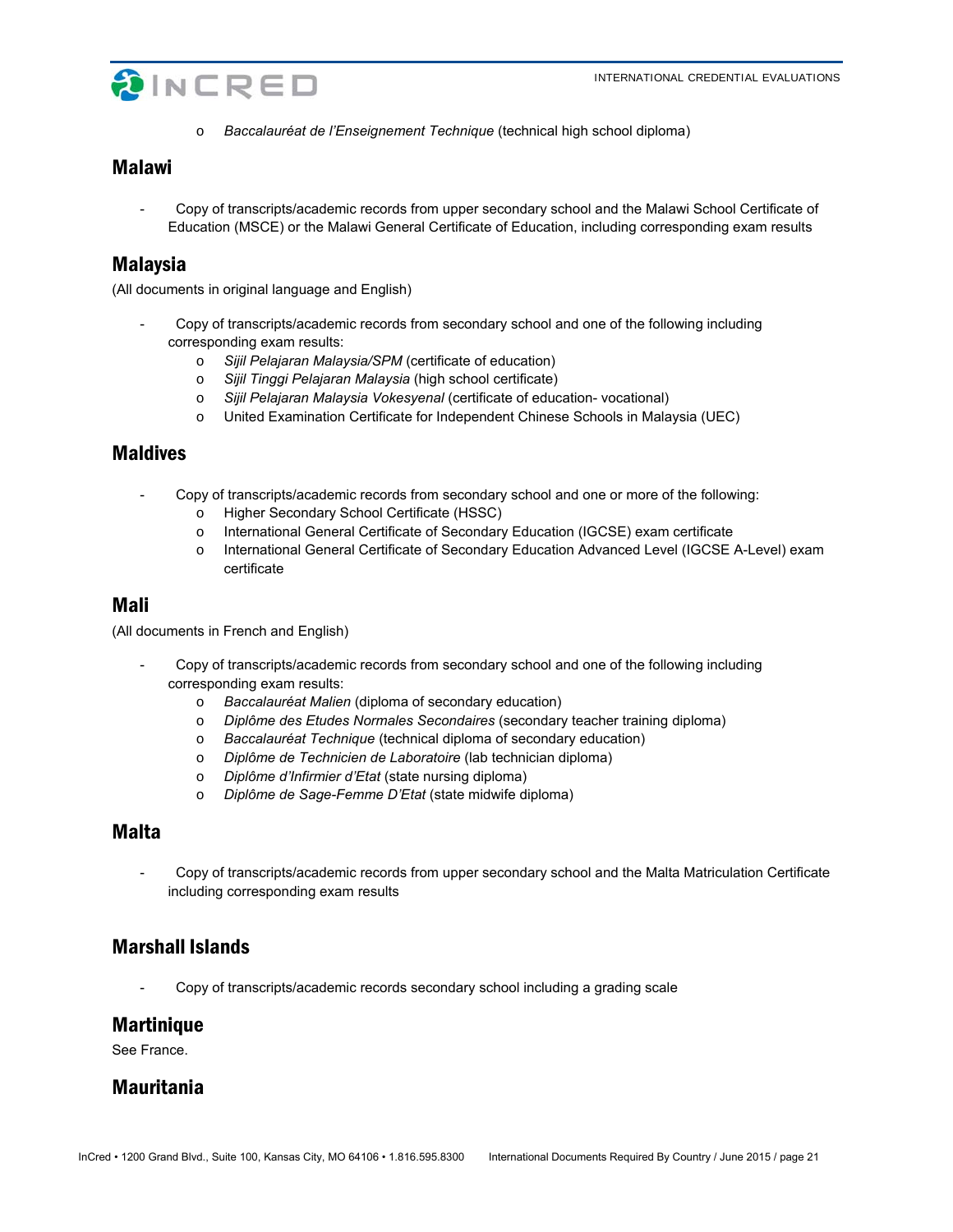- *Baccalauréat de l'Enseignement Technique* (technical high school diploma)

## Malawi

- Copy of transcripts/academic records from upper secondary school and the Malawi School Certificate of Education (MSCE) or the Malawi General Certificate of Education, including corresponding exam results

## Malaysia

(All documents in original language and English)

- Copy of transcripts/academic records from secondary school and one of the following including corresponding exam results:
  - *Sijil Pelajaran Malaysia/SPM* (certificate of education)
  - *Sijil Tinggi Pelajaran Malaysia* (high school certificate)
  - *Sijil Pelajaran Malaysia Vokesyenal* (certificate of education- vocational)
  - United Examination Certificate for Independent Chinese Schools in Malaysia (UEC)

## Maldives

- Copy of transcripts/academic records from secondary school and one or more of the following:
  - Higher Secondary School Certificate (HSSC)
  - International General Certificate of Secondary Education (IGCSE) exam certificate
  - International General Certificate of Secondary Education Advanced Level (IGCSE A-Level) exam certificate

## Mali

(All documents in French and English)

- Copy of transcripts/academic records from secondary school and one of the following including corresponding exam results:
  - *Baccalauréat Malien* (diploma of secondary education)
  - *Diplôme des Etudes Normales Secondaires* (secondary teacher training diploma)
  - *Baccalauréat Technique* (technical diploma of secondary education)
  - *Diplôme de Technicien de Laboratoire* (lab technician diploma)
  - *Diplôme d'Infirmier d'Etat* (state nursing diploma)
  - *Diplôme de Sage-Femme D'Etat* (state midwife diploma)

## Malta

- Copy of transcripts/academic records from upper secondary school and the Malta Matriculation Certificate including corresponding exam results

## Marshall Islands

- Copy of transcripts/academic records secondary school including a grading scale

## Martinique

See France.

## Mauritania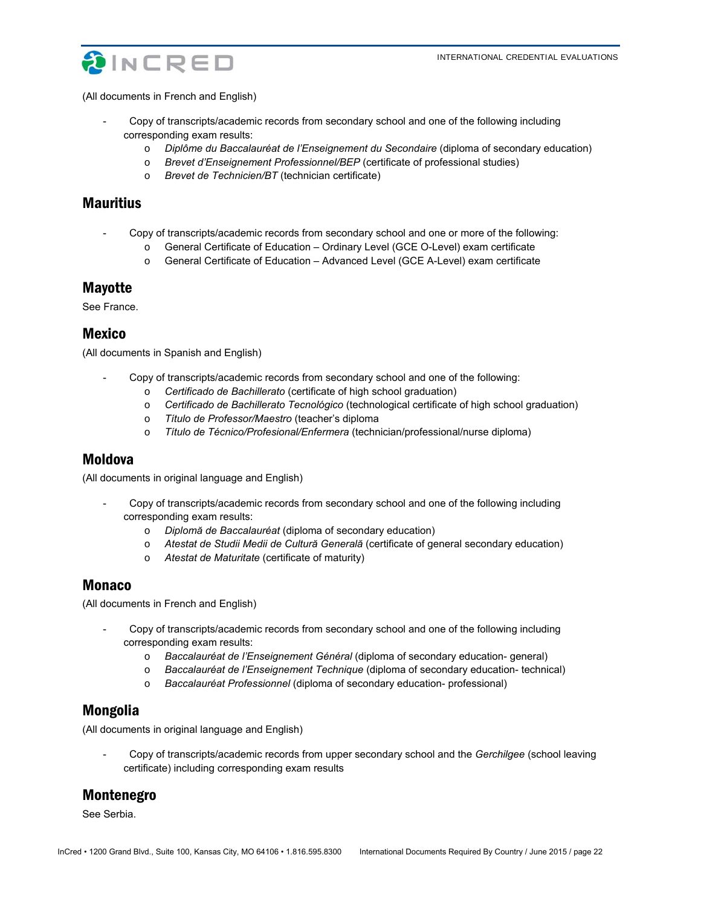(All documents in French and English)

- Copy of transcripts/academic records from secondary school and one of the following including corresponding exam results:
    - *Diplôme du Baccalauréat de l'Enseignement du Secondaire* (diploma of secondary education)
    - *Brevet d'Enseignement Professionnel/BEP* (certificate of professional studies)
    - *Brevet de Technicien/BT* (technician certificate)

## Mauritius

- Copy of transcripts/academic records from secondary school and one or more of the following:
    - General Certificate of Education – Ordinary Level (GCE O-Level) exam certificate
    - General Certificate of Education – Advanced Level (GCE A-Level) exam certificate

## Mayotte

See France.

## Mexico

(All documents in Spanish and English)

- Copy of transcripts/academic records from secondary school and one of the following:
    - *Certificado de Bachillerato* (certificate of high school graduation)
    - *Certificado de Bachillerato Tecnológico* (technological certificate of high school graduation)
    - *Título de Professor/Maestro* (teacher's diploma
    - *Título de Técnico/Profesional/Enfermera* (technician/professional/nurse diploma)

## Moldova

(All documents in original language and English)

- Copy of transcripts/academic records from secondary school and one of the following including corresponding exam results:
    - *Diplomă de Baccalauréat* (diploma of secondary education)
    - *Atestat de Studii Medii de Cultură Generală* (certificate of general secondary education)
    - *Atestat de Maturitate* (certificate of maturity)

## Monaco

(All documents in French and English)

- Copy of transcripts/academic records from secondary school and one of the following including corresponding exam results:
    - *Baccalauréat de l'Enseignement Général* (diploma of secondary education- general)
    - *Baccalauréat de l'Enseignement Technique* (diploma of secondary education- technical)
    - *Baccalauréat Professionnel* (diploma of secondary education- professional)

## Mongolia

(All documents in original language and English)

- Copy of transcripts/academic records from upper secondary school and the *Gerchilgee* (school leaving certificate) including corresponding exam results

## Montenegro

See Serbia.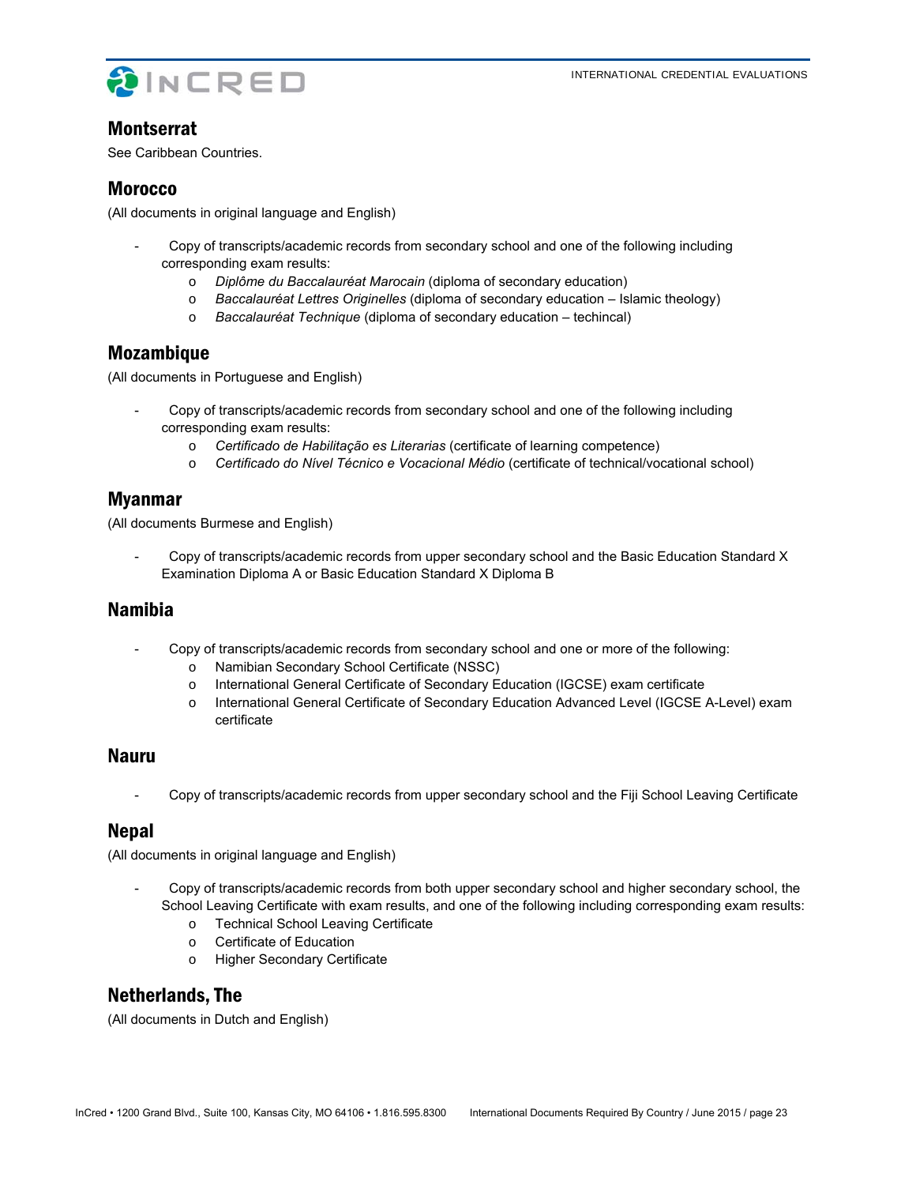## Montserrat

See Caribbean Countries.

## Morocco

(All documents in original language and English)

- Copy of transcripts/academic records from secondary school and one of the following including corresponding exam results:
  - *Diplôme du Baccalauréat Marocain* (diploma of secondary education)
  - *Baccalauréat Lettres Originelles* (diploma of secondary education – Islamic theology)
  - *Baccalauréat Technique* (diploma of secondary education – techincal)

## Mozambique

(All documents in Portuguese and English)

- Copy of transcripts/academic records from secondary school and one of the following including corresponding exam results:
  - *Certificado de Habilitação es Literarias* (certificate of learning competence)
  - *Certificado do Nível Técnico e Vocacional Médio* (certificate of technical/vocational school)

## Myanmar

(All documents Burmese and English)

- Copy of transcripts/academic records from upper secondary school and the Basic Education Standard X Examination Diploma A or Basic Education Standard X Diploma B

## Namibia

- Copy of transcripts/academic records from secondary school and one or more of the following:
  - Namibian Secondary School Certificate (NSSC)
  - International General Certificate of Secondary Education (IGCSE) exam certificate
  - International General Certificate of Secondary Education Advanced Level (IGCSE A-Level) exam certificate

## Nauru

- Copy of transcripts/academic records from upper secondary school and the Fiji School Leaving Certificate

## Nepal

(All documents in original language and English)

- Copy of transcripts/academic records from both upper secondary school and higher secondary school, the School Leaving Certificate with exam results, and one of the following including corresponding exam results:
  - Technical School Leaving Certificate
  - Certificate of Education
  - Higher Secondary Certificate

## Netherlands, The

(All documents in Dutch and English)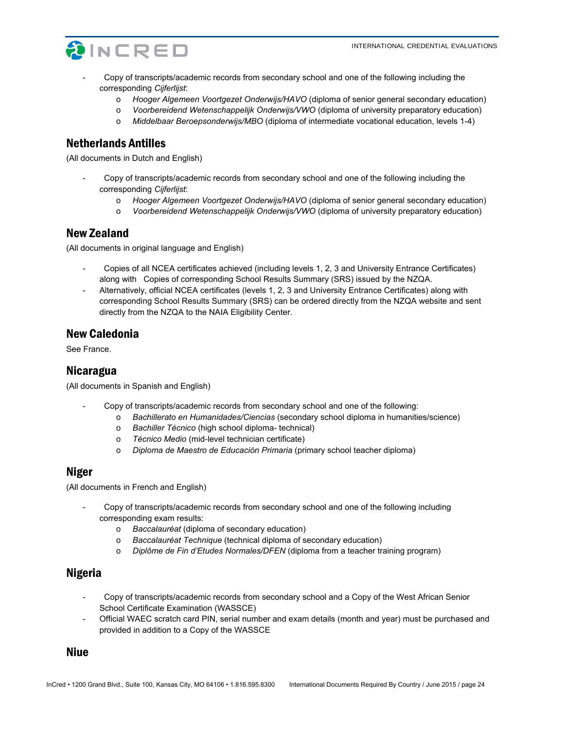- Copy of transcripts/academic records from secondary school and one of the following including the corresponding *Cijferlijst*:
    - *Hooger Algemeen Voortgezet Onderwijs/HAVO* (diploma of senior general secondary education)
    - *Voorbereidend Wetenschappelijk Onderwijs/VWO* (diploma of university preparatory education)
    - *Middelbaar Beroepsonderwijs/MBO* (diploma of intermediate vocational education, levels 1-4)

## Netherlands Antilles

(All documents in Dutch and English)

- Copy of transcripts/academic records from secondary school and one of the following including the corresponding *Cijferlijst*:
    - *Hooger Algemeen Voortgezet Onderwijs/HAVO* (diploma of senior general secondary education)
    - *Voorbereidend Wetenschappelijk Onderwijs/VWO* (diploma of university preparatory education)

## New Zealand

(All documents in original language and English)

- Copies of all NCEA certificates achieved (including levels 1, 2, 3 and University Entrance Certificates) along with Copies of corresponding School Results Summary (SRS) issued by the NZQA.
- Alternatively, official NCEA certificates (levels 1, 2, 3 and University Entrance Certificates) along with corresponding School Results Summary (SRS) can be ordered directly from the NZQA website and sent directly from the NZQA to the NAIA Eligibility Center.

## New Caledonia

See France.

## Nicaragua

(All documents in Spanish and English)

- Copy of transcripts/academic records from secondary school and one of the following:
    - *Bachillerato en Humanidades/Ciencias* (secondary school diploma in humanities/science)
    - *Bachiller Técnico* (high school diploma- technical)
    - *Técnico Medio* (mid-level technician certificate)
    - *Diploma de Maestro de Educación Primaria* (primary school teacher diploma)

## Niger

(All documents in French and English)

- Copy of transcripts/academic records from secondary school and one of the following including corresponding exam results:
    - *Baccalauréat* (diploma of secondary education)
    - *Baccalauréat Technique* (technical diploma of secondary education)
    - *Diplôme de Fin d'Etudes Normales/DFEN* (diploma from a teacher training program)

## Nigeria

- Copy of transcripts/academic records from secondary school and a Copy of the West African Senior School Certificate Examination (WASSCE)
- Official WAEC scratch card PIN, serial number and exam details (month and year) must be purchased and provided in addition to a Copy of the WASSCE

## Niue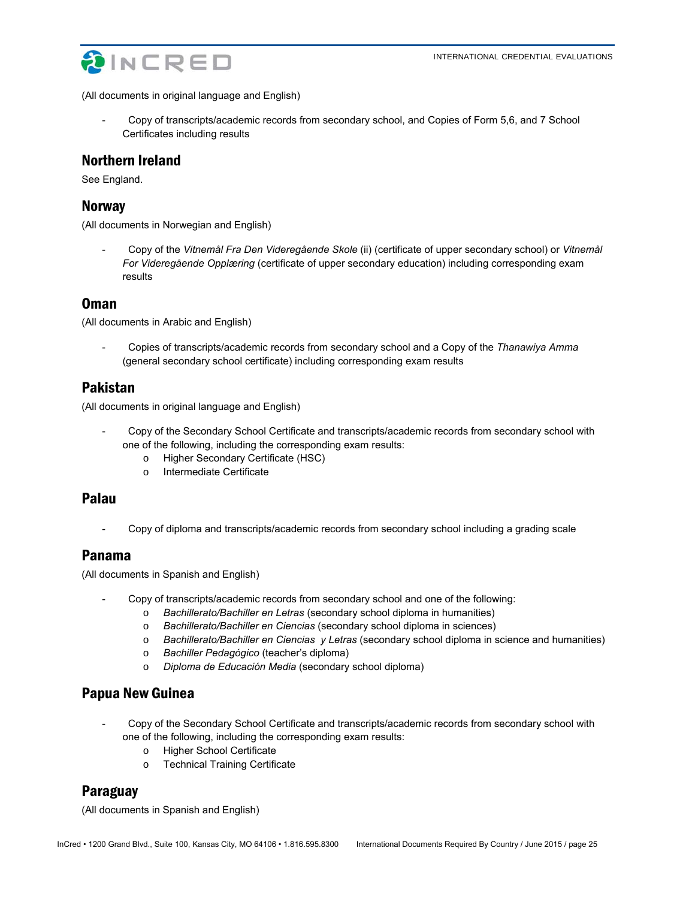(All documents in original language and English)

- Copy of transcripts/academic records from secondary school, and Copies of Form 5,6, and 7 School Certificates including results

## Northern Ireland

See England.

## Norway

(All documents in Norwegian and English)

- Copy of the *Vitnemål Fra Den Videregående Skole* (ii) (certificate of upper secondary school) or *Vitnemål For Videregående Opplæring* (certificate of upper secondary education) including corresponding exam results

## Oman

(All documents in Arabic and English)

- Copies of transcripts/academic records from secondary school and a Copy of the *Thanawiya Amma* (general secondary school certificate) including corresponding exam results

## Pakistan

(All documents in original language and English)

- Copy of the Secondary School Certificate and transcripts/academic records from secondary school with one of the following, including the corresponding exam results:
  - Higher Secondary Certificate (HSC)
  - Intermediate Certificate

## Palau

- Copy of diploma and transcripts/academic records from secondary school including a grading scale

## Panama

(All documents in Spanish and English)

- Copy of transcripts/academic records from secondary school and one of the following:
  - *Bachillerato/Bachiller en Letras* (secondary school diploma in humanities)
  - *Bachillerato/Bachiller en Ciencias* (secondary school diploma in sciences)
  - *Bachillerato/Bachiller en Ciencias y Letras* (secondary school diploma in science and humanities)
  - *Bachiller Pedagógico* (teacher's diploma)
  - *Diploma de Educación Media* (secondary school diploma)

## Papua New Guinea

- Copy of the Secondary School Certificate and transcripts/academic records from secondary school with one of the following, including the corresponding exam results:
  - Higher School Certificate
  - Technical Training Certificate

## Paraguay

(All documents in Spanish and English)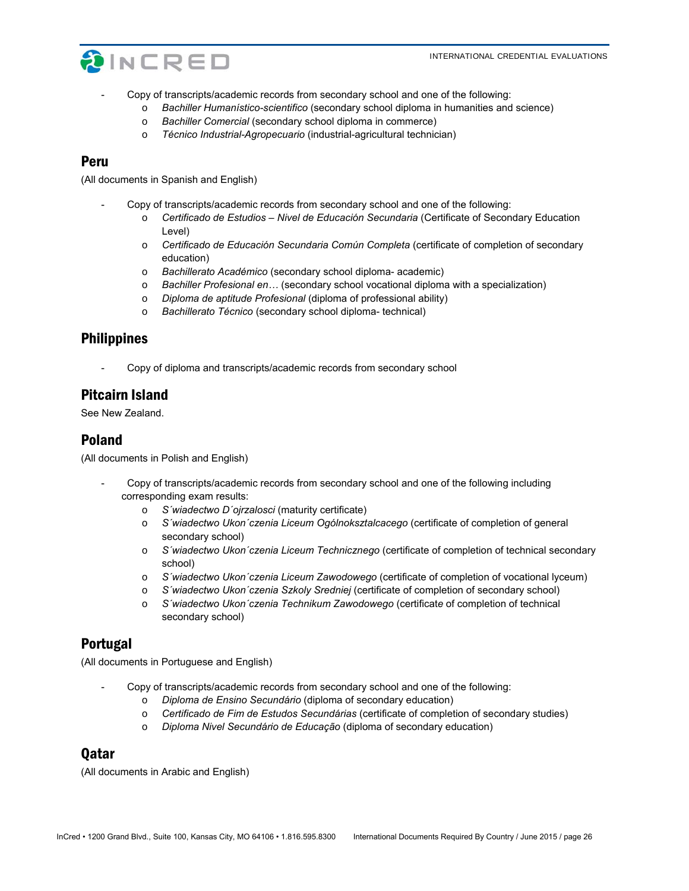- Copy of transcripts/academic records from secondary school and one of the following:
  - *Bachiller Humanístico-scientifico* (secondary school diploma in humanities and science)
  - *Bachiller Comercial* (secondary school diploma in commerce)
  - *Técnico Industrial-Agropecuario* (industrial-agricultural technician)

## Peru

(All documents in Spanish and English)

- Copy of transcripts/academic records from secondary school and one of the following:
  - *Certificado de Estudios – Nivel de Educación Secundaria* (Certificate of Secondary Education Level)
  - *Certificado de Educación Secundaria Común Completa* (certificate of completion of secondary education)
  - *Bachillerato Académico* (secondary school diploma- academic)
  - *Bachiller Profesional en…* (secondary school vocational diploma with a specialization)
  - *Diploma de aptitude Profesional* (diploma of professional ability)
  - *Bachillerato Técnico* (secondary school diploma- technical)

## Philippines

- Copy of diploma and transcripts/academic records from secondary school

## Pitcairn Island

See New Zealand.

## Poland

(All documents in Polish and English)

- Copy of transcripts/academic records from secondary school and one of the following including corresponding exam results:
  - *S´wiadectwo D´ojrzalosci* (maturity certificate)
  - *S´wiadectwo Ukon´czenia Liceum Ogólnokształcacego* (certificate of completion of general secondary school)
  - *S´wiadectwo Ukon´czenia Liceum Technicznego* (certificate of completion of technical secondary school)
  - *S´wiadectwo Ukon´czenia Liceum Zawodowego* (certificate of completion of vocational lyceum)
  - *S´wiadectwo Ukon´czenia Szkoly Sredniej* (certificate of completion of secondary school)
  - *S´wiadectwo Ukon´czenia Technikum Zawodowego* (certificate of completion of technical secondary school)

## Portugal

(All documents in Portuguese and English)

- Copy of transcripts/academic records from secondary school and one of the following:
  - *Diploma de Ensino Secundário* (diploma of secondary education)
  - *Certificado de Fim de Estudos Secundárias* (certificate of completion of secondary studies)
  - *Diploma Nivel Secundário de Educação* (diploma of secondary education)

## Qatar

(All documents in Arabic and English)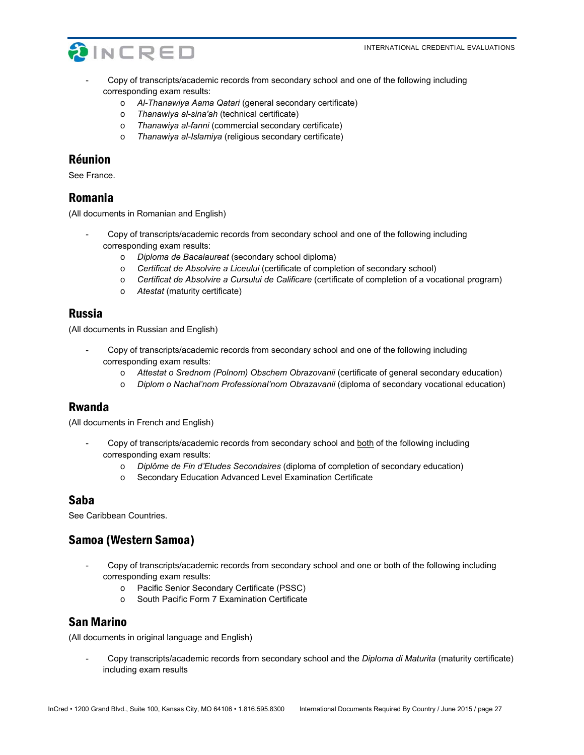- Copy of transcripts/academic records from secondary school and one of the following including corresponding exam results:
    - *Al-Thanawiya Aama Qatari* (general secondary certificate)
    - *Thanawiya al-sina'ah* (technical certificate)
    - *Thanawiya al-fanni* (commercial secondary certificate)
    - *Thanawiya al-Islamiya* (religious secondary certificate)

## Réunion

See France.

## Romania

(All documents in Romanian and English)

- Copy of transcripts/academic records from secondary school and one of the following including corresponding exam results:
    - *Diploma de Bacalaureat* (secondary school diploma)
    - *Certificat de Absolvire a Liceului* (certificate of completion of secondary school)
    - *Certificat de Absolvire a Cursului de Calificare* (certificate of completion of a vocational program)
    - *Atestat* (maturity certificate)

## Russia

(All documents in Russian and English)

- Copy of transcripts/academic records from secondary school and one of the following including corresponding exam results:
    - *Attestat o Srednom (Polnom) Obschem Obrazovanii* (certificate of general secondary education)
    - *Diplom o Nachal'nom Professional'nom Obrazavanii* (diploma of secondary vocational education)

## Rwanda

(All documents in French and English)

- Copy of transcripts/academic records from secondary school and both of the following including corresponding exam results:
    - *Diplôme de Fin d'Etudes Secondaires* (diploma of completion of secondary education)
    - Secondary Education Advanced Level Examination Certificate

## Saba

See Caribbean Countries.

## Samoa (Western Samoa)

- Copy of transcripts/academic records from secondary school and one or both of the following including corresponding exam results:
    - Pacific Senior Secondary Certificate (PSSC)
    - South Pacific Form 7 Examination Certificate

## San Marino

(All documents in original language and English)

- Copy transcripts/academic records from secondary school and the *Diploma di Maturita* (maturity certificate) including exam results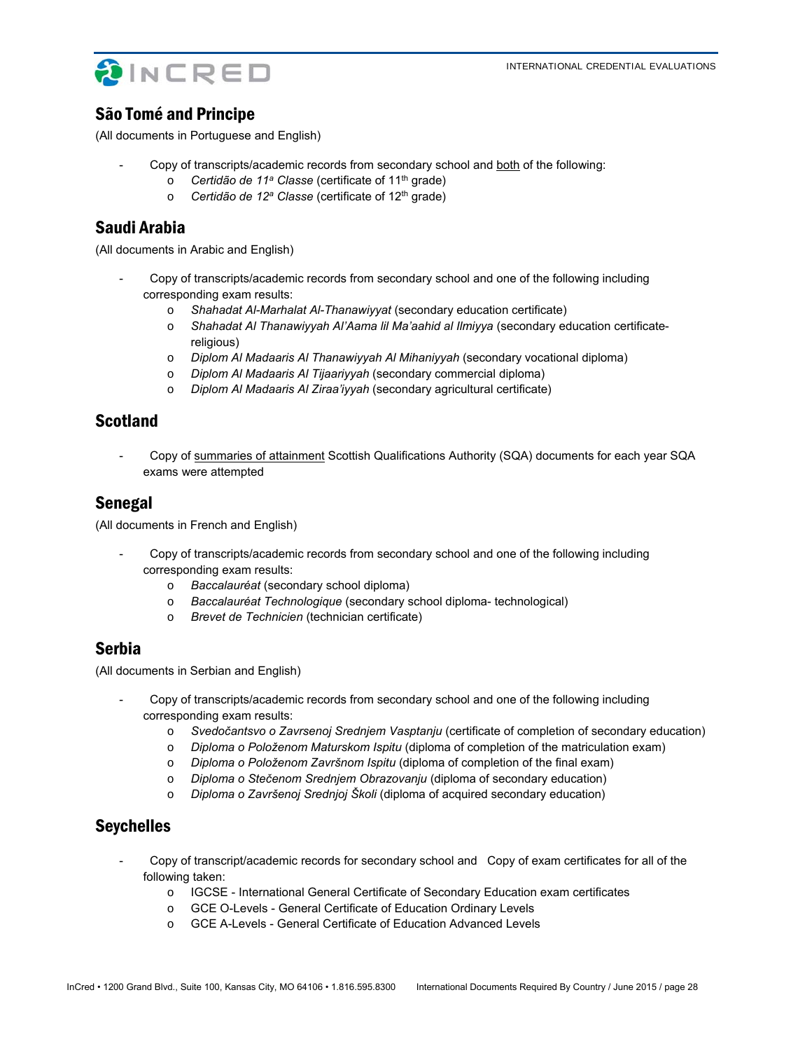## São Tomé and Principe

(All documents in Portuguese and English)

- Copy of transcripts/academic records from secondary school and <u>both</u> of the following:
  - *Certidão de 11ª Classe* (certificate of 11th grade)
  - *Certidão de 12ª Classe* (certificate of 12th grade)

## Saudi Arabia

(All documents in Arabic and English)

- Copy of transcripts/academic records from secondary school and one of the following including corresponding exam results:
  - *Shahadat Al-Marhalat Al-Thanawiyyat* (secondary education certificate)
  - *Shahadat Al Thanawiyyah Al'Aama lil Ma'aahid al Ilmiyya* (secondary education certificate-religious)
  - *Diplom Al Madaaris Al Thanawiyyah Al Mihaniyyah* (secondary vocational diploma)
  - *Diplom Al Madaaris Al Tijaariyyah* (secondary commercial diploma)
  - *Diplom Al Madaaris Al Ziraa'iyyah* (secondary agricultural certificate)

## Scotland

- Copy of <u>summaries of attainment</u> Scottish Qualifications Authority (SQA) documents for each year SQA exams were attempted

## Senegal

(All documents in French and English)

- Copy of transcripts/academic records from secondary school and one of the following including corresponding exam results:
  - *Baccalauréat* (secondary school diploma)
  - *Baccalauréat Technologique* (secondary school diploma- technological)
  - *Brevet de Technicien* (technician certificate)

## Serbia

(All documents in Serbian and English)

- Copy of transcripts/academic records from secondary school and one of the following including corresponding exam results:
  - *Svedočantsvo o Zavrsenoj Srednjem Vasptanju* (certificate of completion of secondary education)
  - *Diploma o Položenom Maturskom Ispitu* (diploma of completion of the matriculation exam)
  - *Diploma o Položenom Završnom Ispitu* (diploma of completion of the final exam)
  - *Diploma o Stečenom Srednjem Obrazovanju* (diploma of secondary education)
  - *Diploma o Završenoj Srednjoj Školi* (diploma of acquired secondary education)

## Seychelles

- Copy of transcript/academic records for secondary school and Copy of exam certificates for all of the following taken:
  - IGCSE - International General Certificate of Secondary Education exam certificates
  - GCE O-Levels - General Certificate of Education Ordinary Levels
  - GCE A-Levels - General Certificate of Education Advanced Levels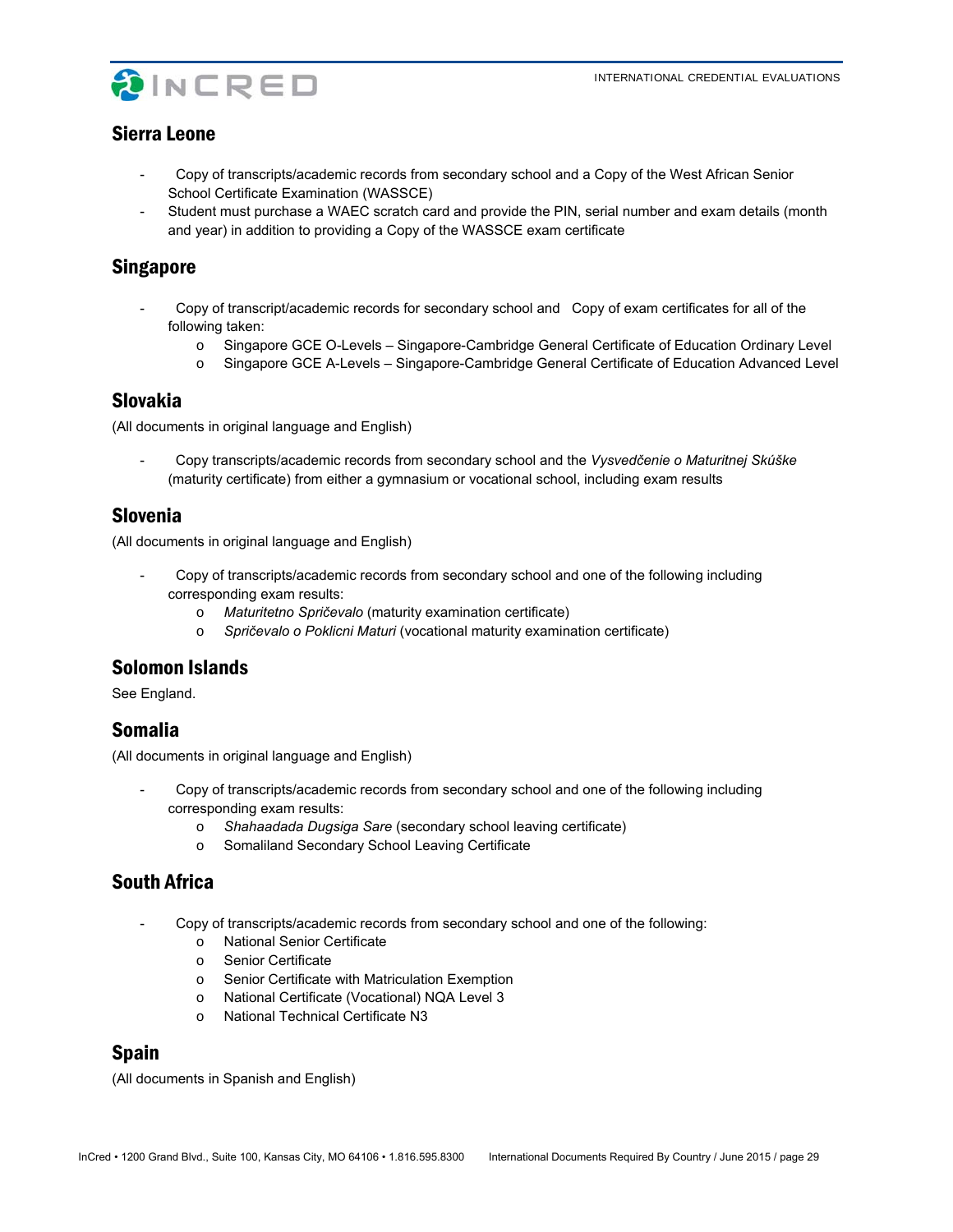## Sierra Leone

- Copy of transcripts/academic records from secondary school and a Copy of the West African Senior School Certificate Examination (WASSCE)
- Student must purchase a WAEC scratch card and provide the PIN, serial number and exam details (month and year) in addition to providing a Copy of the WASSCE exam certificate

## Singapore

- Copy of transcript/academic records for secondary school and Copy of exam certificates for all of the following taken:
  - Singapore GCE O-Levels – Singapore-Cambridge General Certificate of Education Ordinary Level
  - Singapore GCE A-Levels – Singapore-Cambridge General Certificate of Education Advanced Level

## Slovakia

(All documents in original language and English)

- Copy transcripts/academic records from secondary school and the *Vysvedčenie o Maturitnej Skúške* (maturity certificate) from either a gymnasium or vocational school, including exam results

## Slovenia

(All documents in original language and English)

- Copy of transcripts/academic records from secondary school and one of the following including corresponding exam results:
  - *Maturitetno Spričevalo* (maturity examination certificate)
  - *Spričevalo o Poklicni Maturi* (vocational maturity examination certificate)

## Solomon Islands

See England.

## Somalia

(All documents in original language and English)

- Copy of transcripts/academic records from secondary school and one of the following including corresponding exam results:
  - *Shahaadada Dugsiga Sare* (secondary school leaving certificate)
  - Somaliland Secondary School Leaving Certificate

## South Africa

- Copy of transcripts/academic records from secondary school and one of the following:
  - National Senior Certificate
  - Senior Certificate
  - Senior Certificate with Matriculation Exemption
  - National Certificate (Vocational) NQA Level 3
  - National Technical Certificate N3

## Spain

(All documents in Spanish and English)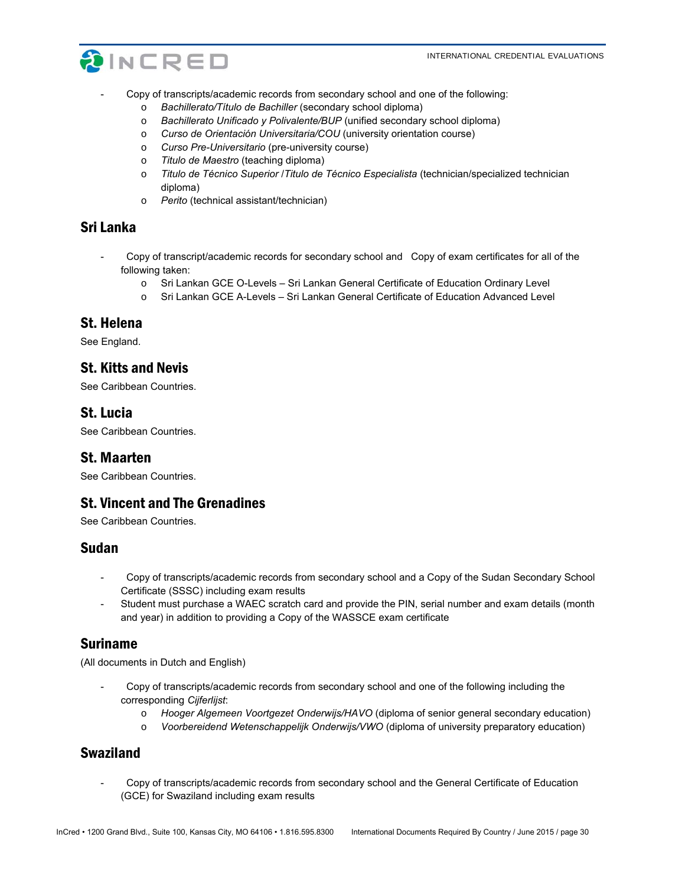- Copy of transcripts/academic records from secondary school and one of the following:
  - *Bachillerato/Título de Bachiller* (secondary school diploma)
  - *Bachillerato Unificado y Polivalente/BUP* (unified secondary school diploma)
  - *Curso de Orientación Universitaria/COU* (university orientation course)
  - *Curso Pre-Universitario* (pre-university course)
  - *Titulo de Maestro* (teaching diploma)
  - *Titulo de Técnico Superior /Titulo de Técnico Especialista* (technician/specialized technician diploma)
  - *Perito* (technical assistant/technician)

## Sri Lanka

- Copy of transcript/academic records for secondary school and Copy of exam certificates for all of the following taken:
  - Sri Lankan GCE O-Levels – Sri Lankan General Certificate of Education Ordinary Level
  - Sri Lankan GCE A-Levels – Sri Lankan General Certificate of Education Advanced Level

## St. Helena

See England.

## St. Kitts and Nevis

See Caribbean Countries.

## St. Lucia

See Caribbean Countries.

## St. Maarten

See Caribbean Countries.

## St. Vincent and The Grenadines

See Caribbean Countries.

## Sudan

- Copy of transcripts/academic records from secondary school and a Copy of the Sudan Secondary School Certificate (SSSC) including exam results
- Student must purchase a WAEC scratch card and provide the PIN, serial number and exam details (month and year) in addition to providing a Copy of the WASSCE exam certificate

## Suriname

(All documents in Dutch and English)

- Copy of transcripts/academic records from secondary school and one of the following including the corresponding *Cijferlijst*:
  - *Hooger Algemeen Voortgezet Onderwijs/HAVO* (diploma of senior general secondary education)
  - *Voorbereidend Wetenschappelijk Onderwijs/VWO* (diploma of university preparatory education)

## Swaziland

- Copy of transcripts/academic records from secondary school and the General Certificate of Education (GCE) for Swaziland including exam results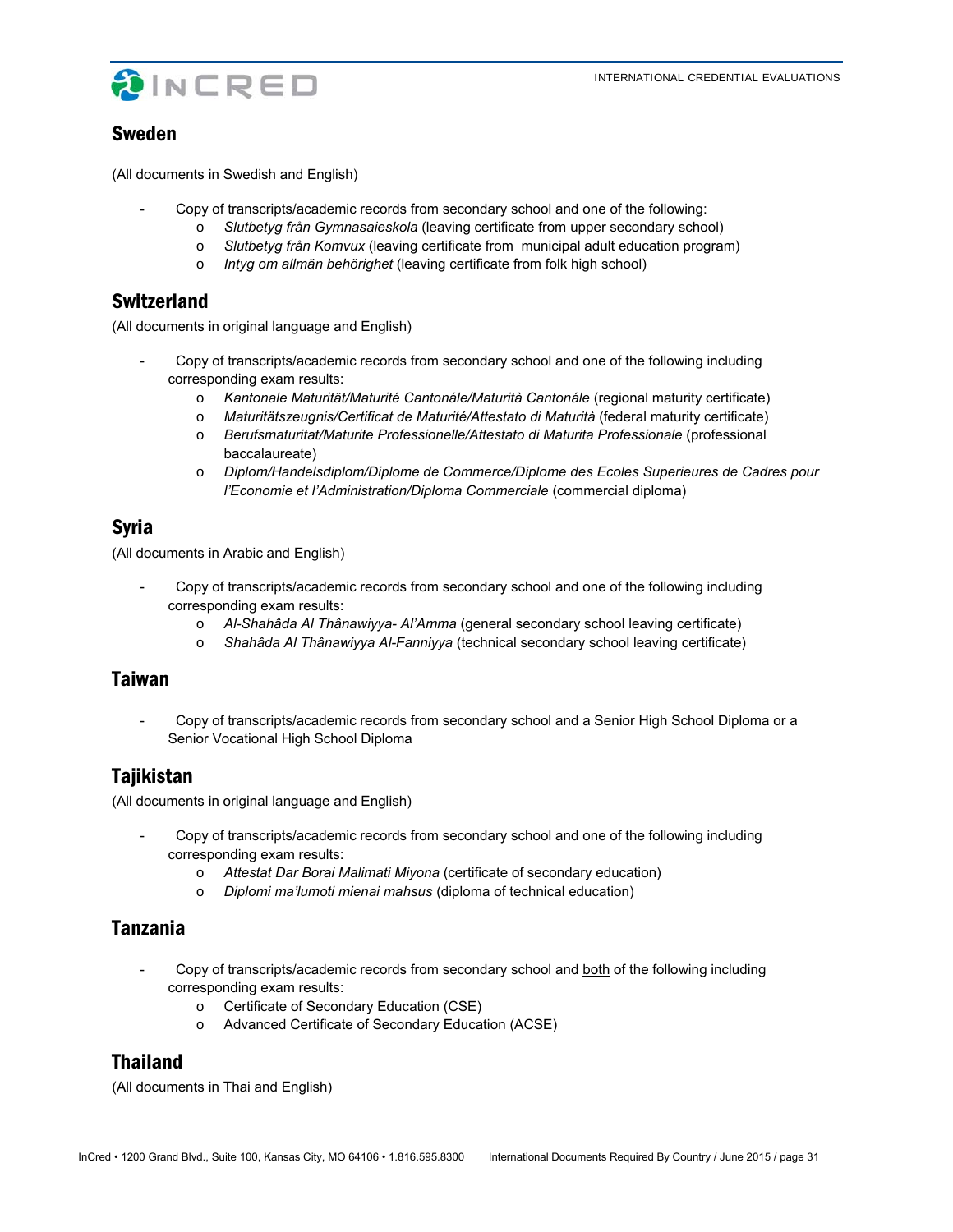## Sweden

(All documents in Swedish and English)

- Copy of transcripts/academic records from secondary school and one of the following:
  - *Slutbetyg från Gymnasaieskola* (leaving certificate from upper secondary school)
  - *Slutbetyg från Komvux* (leaving certificate from municipal adult education program)
  - *Intyg om allmän behörighet* (leaving certificate from folk high school)

## Switzerland

(All documents in original language and English)

- Copy of transcripts/academic records from secondary school and one of the following including corresponding exam results:
  - *Kantonale Maturität/Maturité Cantonále/Maturità Cantonále* (regional maturity certificate)
  - *Maturitätszeugnis/Certificat de Maturité/Attestato di Maturità* (federal maturity certificate)
  - *Berufsmaturitat/Maturite Professionelle/Attestato di Maturita Professionale* (professional baccalaureate)
  - *Diplom/Handelsdiplom/Diplome de Commerce/Diplome des Ecoles Superieures de Cadres pour l'Economie et l'Administration/Diploma Commerciale* (commercial diploma)

## Syria

(All documents in Arabic and English)

- Copy of transcripts/academic records from secondary school and one of the following including corresponding exam results:
  - *Al-Shahâda Al Thânawiyya- Al'Amma* (general secondary school leaving certificate)
  - *Shahâda Al Thânawiyya Al-Fanniyya* (technical secondary school leaving certificate)

## Taiwan

- Copy of transcripts/academic records from secondary school and a Senior High School Diploma or a Senior Vocational High School Diploma

## Tajikistan

(All documents in original language and English)

- Copy of transcripts/academic records from secondary school and one of the following including corresponding exam results:
  - *Attestat Dar Borai Malimati Miyona* (certificate of secondary education)
  - *Diplomi ma'lumoti mienai mahsus* (diploma of technical education)

## Tanzania

- Copy of transcripts/academic records from secondary school and both of the following including corresponding exam results:
  - Certificate of Secondary Education (CSE)
  - Advanced Certificate of Secondary Education (ACSE)

## Thailand

(All documents in Thai and English)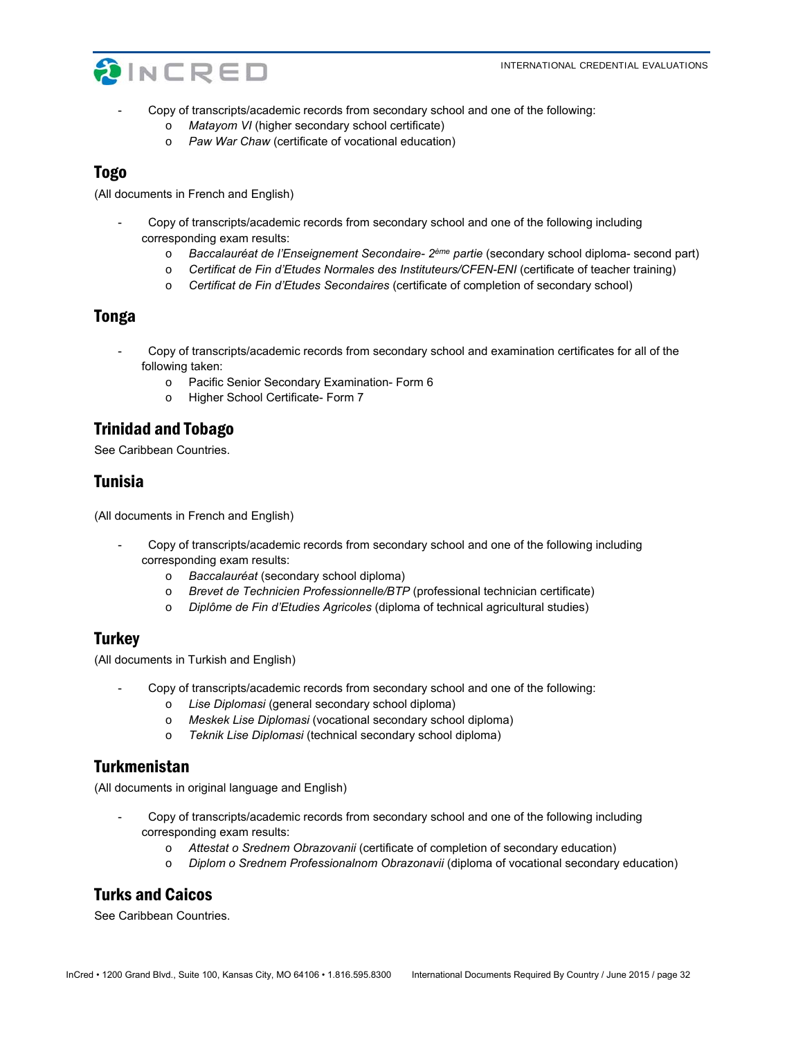- Copy of transcripts/academic records from secondary school and one of the following:
    - *Matayom VI* (higher secondary school certificate)
    - *Paw War Chaw* (certificate of vocational education)

## Togo

(All documents in French and English)

- Copy of transcripts/academic records from secondary school and one of the following including corresponding exam results:
    - *Baccalauréat de l'Enseignement Secondaire- 2ème partie* (secondary school diploma- second part)
    - *Certificat de Fin d'Etudes Normales des Instituteurs/CFEN-ENI* (certificate of teacher training)
    - *Certificat de Fin d'Etudes Secondaires* (certificate of completion of secondary school)

## Tonga

- Copy of transcripts/academic records from secondary school and examination certificates for all of the following taken:
    - Pacific Senior Secondary Examination- Form 6
    - Higher School Certificate- Form 7

## Trinidad and Tobago

See Caribbean Countries.

## Tunisia

(All documents in French and English)

- Copy of transcripts/academic records from secondary school and one of the following including corresponding exam results:
    - *Baccalauréat* (secondary school diploma)
    - *Brevet de Technicien Professionnelle/BTP* (professional technician certificate)
    - *Diplôme de Fin d'Etudies Agricoles* (diploma of technical agricultural studies)

## Turkey

(All documents in Turkish and English)

- Copy of transcripts/academic records from secondary school and one of the following:
    - *Lise Diplomasi* (general secondary school diploma)
    - *Meskek Lise Diplomasi* (vocational secondary school diploma)
    - *Teknik Lise Diplomasi* (technical secondary school diploma)

## Turkmenistan

(All documents in original language and English)

- Copy of transcripts/academic records from secondary school and one of the following including corresponding exam results:
    - *Attestat o Srednem Obrazovanii* (certificate of completion of secondary education)
    - *Diplom o Srednem Professionalnom Obrazonavii* (diploma of vocational secondary education)

## Turks and Caicos

See Caribbean Countries.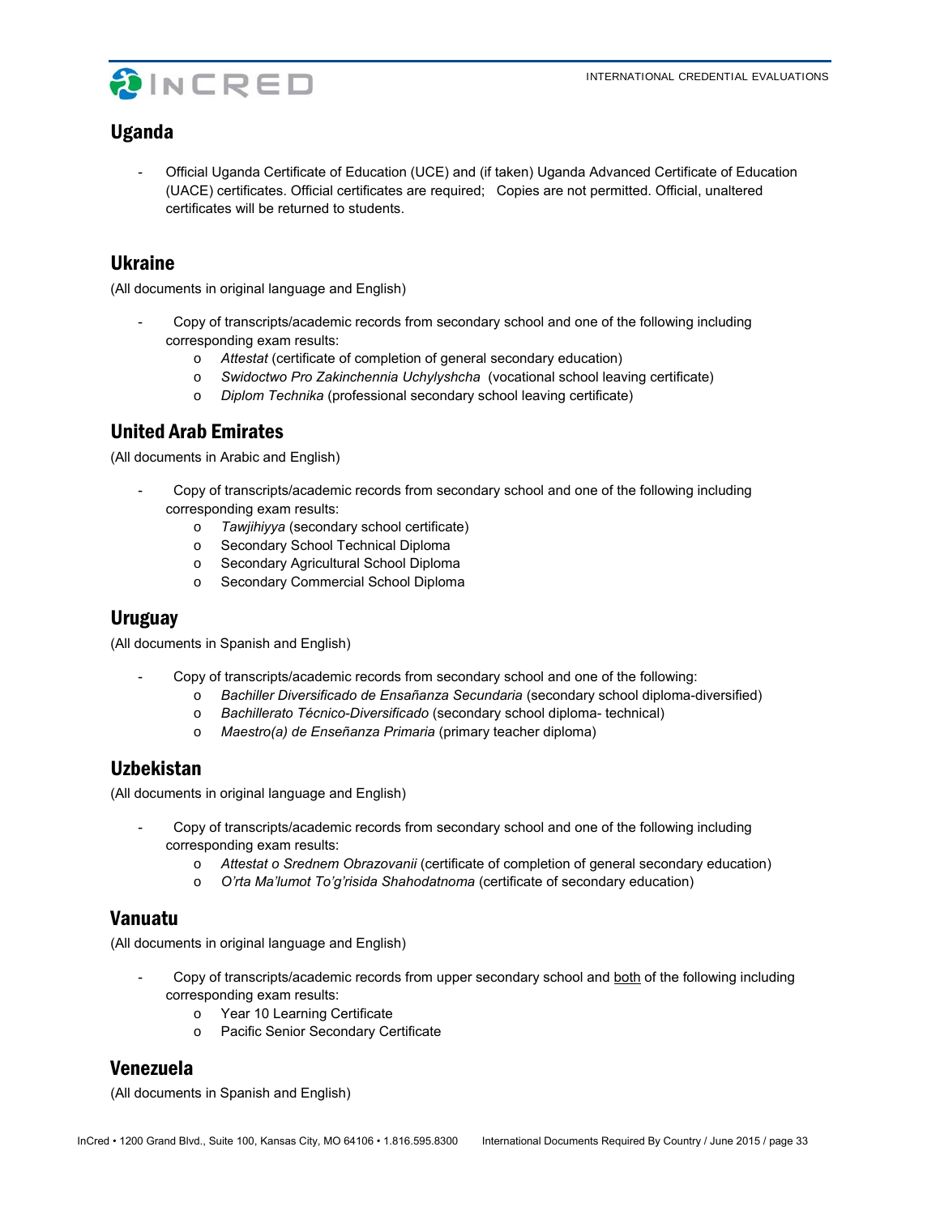## Uganda

- Official Uganda Certificate of Education (UCE) and (if taken) Uganda Advanced Certificate of Education (UACE) certificates. Official certificates are required; Copies are not permitted. Official, unaltered certificates will be returned to students.

## Ukraine

(All documents in original language and English)

- Copy of transcripts/academic records from secondary school and one of the following including corresponding exam results:
  - *Attestat* (certificate of completion of general secondary education)
  - *Swidoctwo Pro Zakinchennia Uchylyshcha* (vocational school leaving certificate)
  - *Diplom Technika* (professional secondary school leaving certificate)

## United Arab Emirates

(All documents in Arabic and English)

- Copy of transcripts/academic records from secondary school and one of the following including corresponding exam results:
  - *Tawjihiyya* (secondary school certificate)
  - Secondary School Technical Diploma
  - Secondary Agricultural School Diploma
  - Secondary Commercial School Diploma

## Uruguay

(All documents in Spanish and English)

- Copy of transcripts/academic records from secondary school and one of the following:
  - *Bachiller Diversificado de Ensañanza Secundaria* (secondary school diploma-diversified)
  - *Bachillerato Técnico-Diversificado* (secondary school diploma- technical)
  - *Maestro(a) de Enseñanza Primaria* (primary teacher diploma)

## Uzbekistan

(All documents in original language and English)

- Copy of transcripts/academic records from secondary school and one of the following including corresponding exam results:
  - *Attestat o Srednem Obrazovanii* (certificate of completion of general secondary education)
  - *O'rta Ma'lumot To'g'risida Shahodatnoma* (certificate of secondary education)

## Vanuatu

(All documents in original language and English)

- Copy of transcripts/academic records from upper secondary school and <u>both</u> of the following including corresponding exam results:
  - Year 10 Learning Certificate
  - Pacific Senior Secondary Certificate

## Venezuela

(All documents in Spanish and English)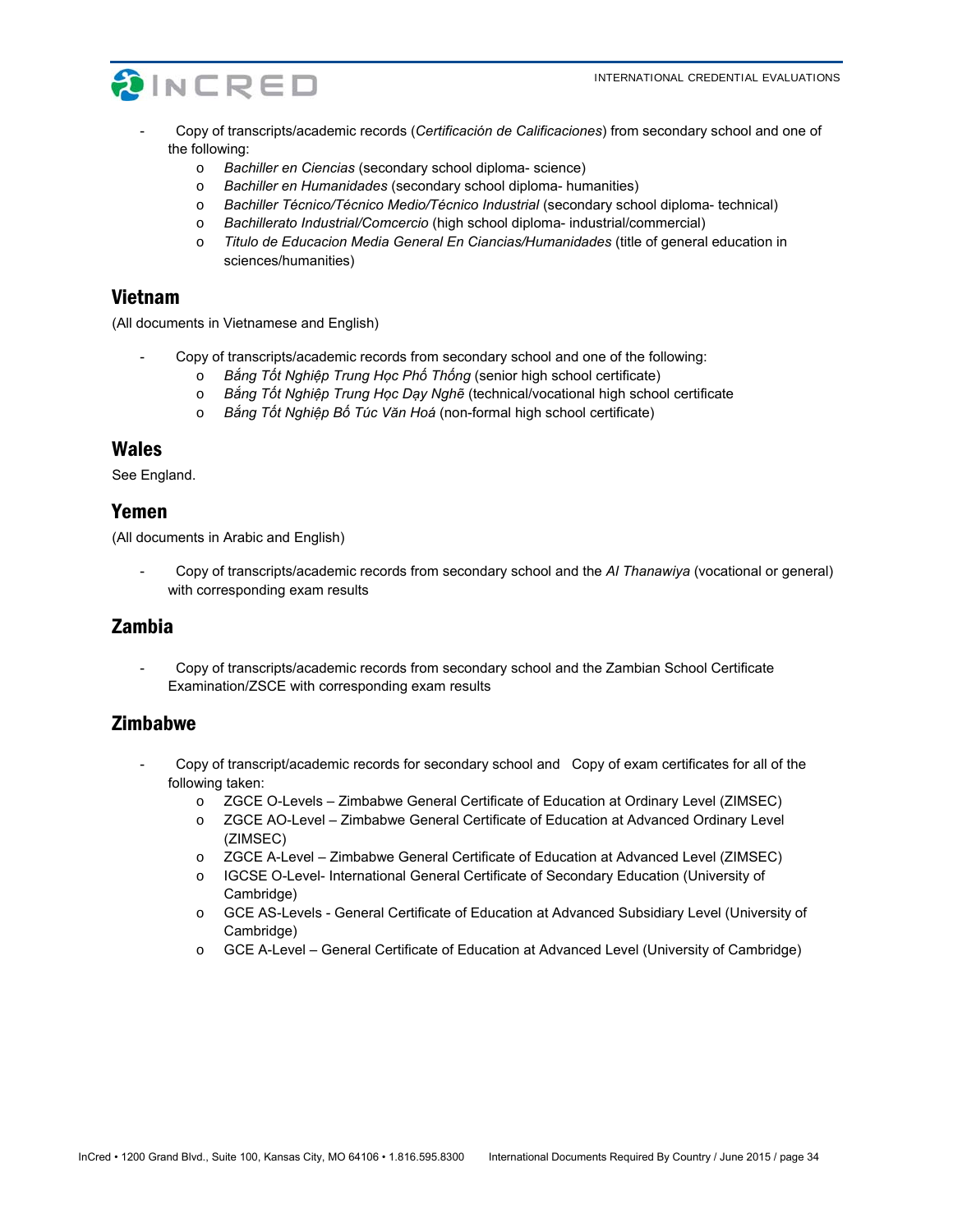- Copy of transcripts/academic records (*Certificación de Calificaciones*) from secondary school and one of the following:
  - *Bachiller en Ciencias* (secondary school diploma- science)
  - *Bachiller en Humanidades* (secondary school diploma- humanities)
  - *Bachiller Técnico/Técnico Medio/Técnico Industrial* (secondary school diploma- technical)
  - *Bachillerato Industrial/Comcercio* (high school diploma- industrial/commercial)
  - *Titulo de Educacion Media General En Ciancias/Humanidades* (title of general education in sciences/humanities)

## Vietnam

(All documents in Vietnamese and English)

- Copy of transcripts/academic records from secondary school and one of the following:
  - *Bằng Tốt Nghiệp Trung Học Phổ Thống* (senior high school certificate)
  - *Bằng Tốt Nghiệp Trung Học Dạy Nghề* (technical/vocational high school certificate
  - *Bằng Tốt Nghiệp Bổ Túc Văn Hoá* (non-formal high school certificate)

## Wales

See England.

## Yemen

(All documents in Arabic and English)

- Copy of transcripts/academic records from secondary school and the *Al Thanawiya* (vocational or general) with corresponding exam results

## Zambia

- Copy of transcripts/academic records from secondary school and the Zambian School Certificate Examination/ZSCE with corresponding exam results

## Zimbabwe

- Copy of transcript/academic records for secondary school and Copy of exam certificates for all of the following taken:
  - ZGCE O-Levels – Zimbabwe General Certificate of Education at Ordinary Level (ZIMSEC)
  - ZGCE AO-Level – Zimbabwe General Certificate of Education at Advanced Ordinary Level (ZIMSEC)
  - ZGCE A-Level – Zimbabwe General Certificate of Education at Advanced Level (ZIMSEC)
  - IGCSE O-Level- International General Certificate of Secondary Education (University of Cambridge)
  - GCE AS-Levels - General Certificate of Education at Advanced Subsidiary Level (University of Cambridge)
  - GCE A-Level – General Certificate of Education at Advanced Level (University of Cambridge)